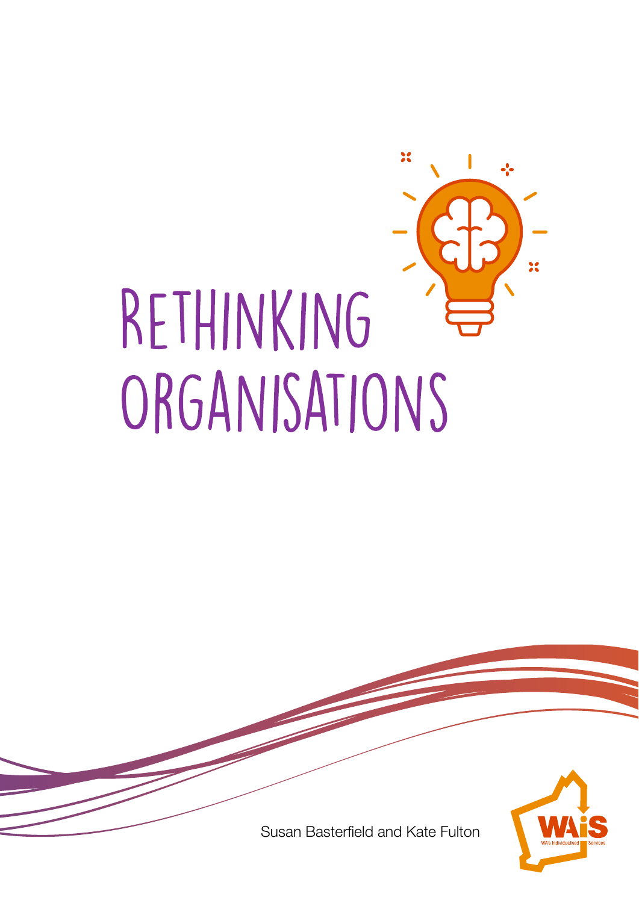# Rethinking Organisations

Susan Basterfield and Kate Fulton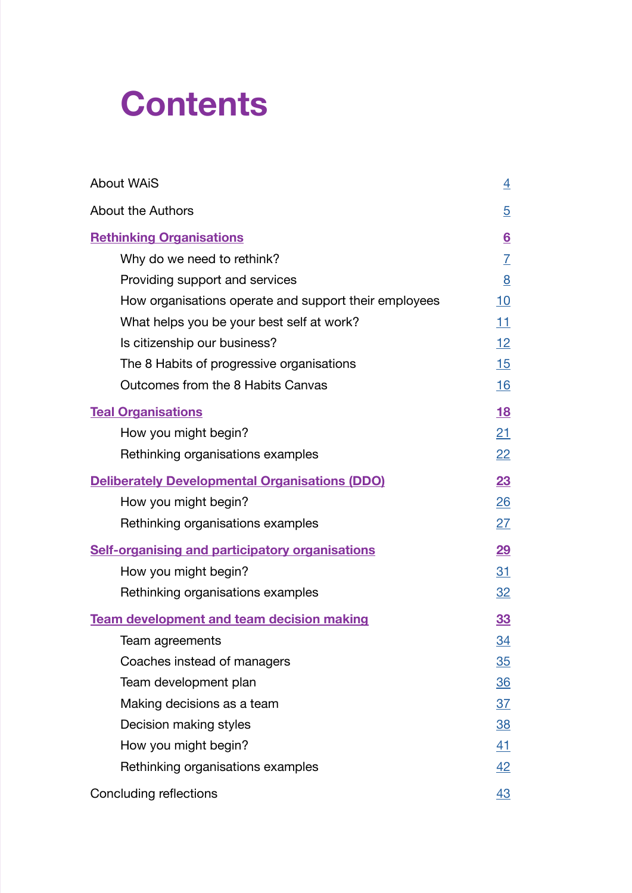# Contents

| | |
|---|---|
| About WAiS | 4 |
| About the Authors | 5 |
| **Rethinking Organisations** | **6** |
| Why do we need to rethink? | 7 |
| Providing support and services | 8 |
| How organisations operate and support their employees | 10 |
| What helps you be your best self at work? | 11 |
| Is citizenship our business? | 12 |
| The 8 Habits of progressive organisations | 15 |
| Outcomes from the 8 Habits Canvas | 16 |
| **Teal Organisations** | **18** |
| How you might begin? | 21 |
| Rethinking organisations examples | 22 |
| **Deliberately Developmental Organisations (DDO)** | **23** |
| How you might begin? | 26 |
| Rethinking organisations examples | 27 |
| **Self-organising and participatory organisations** | **29** |
| How you might begin? | 31 |
| Rethinking organisations examples | 32 |
| **Team development and team decision making** | **33** |
| Team agreements | 34 |
| Coaches instead of managers | 35 |
| Team development plan | 36 |
| Making decisions as a team | 37 |
| Decision making styles | 38 |
| How you might begin? | 41 |
| Rethinking organisations examples | 42 |
| Concluding reflections | 43 |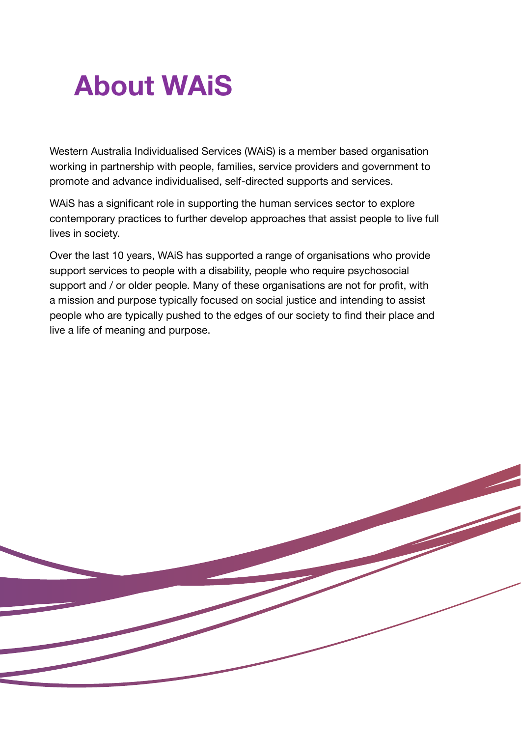# About WAiS

Western Australia Individualised Services (WAiS) is a member based organisation working in partnership with people, families, service providers and government to promote and advance individualised, self-directed supports and services.

WAiS has a significant role in supporting the human services sector to explore contemporary practices to further develop approaches that assist people to live full lives in society.

Over the last 10 years, WAiS has supported a range of organisations who provide support services to people with a disability, people who require psychosocial support and / or older people. Many of these organisations are not for profit, with a mission and purpose typically focused on social justice and intending to assist people who are typically pushed to the edges of our society to find their place and live a life of meaning and purpose.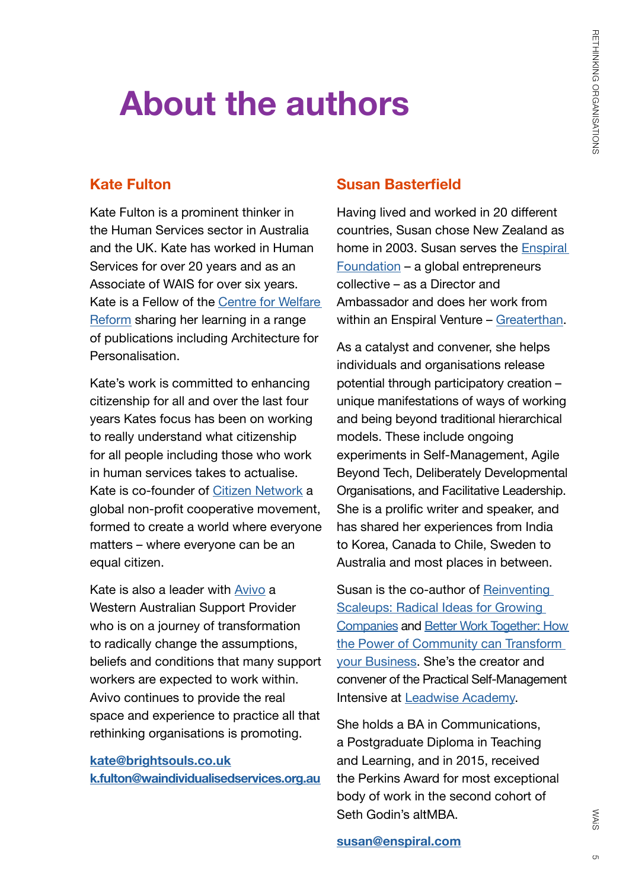# About the authors

## Kate Fulton

Kate Fulton is a prominent thinker in the Human Services sector in Australia and the UK. Kate has worked in Human Services for over 20 years and as an Associate of WAIS for over six years. Kate is a Fellow of the Centre for Welfare Reform sharing her learning in a range of publications including Architecture for Personalisation.

Kate's work is committed to enhancing citizenship for all and over the last four years Kates focus has been on working to really understand what citizenship for all people including those who work in human services takes to actualise. Kate is co-founder of Citizen Network a global non-profit cooperative movement, formed to create a world where everyone matters – where everyone can be an equal citizen.

Kate is also a leader with Avivo a Western Australian Support Provider who is on a journey of transformation to radically change the assumptions, beliefs and conditions that many support workers are expected to work within. Avivo continues to provide the real space and experience to practice all that rethinking organisations is promoting.

**kate@brightsouls.co.uk**
**k.fulton@waindividualisedservices.org.au**

## Susan Basterfield

Having lived and worked in 20 different countries, Susan chose New Zealand as home in 2003. Susan serves the Enspiral Foundation – a global entrepreneurs collective – as a Director and Ambassador and does her work from within an Enspiral Venture – Greaterthan.

As a catalyst and convener, she helps individuals and organisations release potential through participatory creation – unique manifestations of ways of working and being beyond traditional hierarchical models. These include ongoing experiments in Self-Management, Agile Beyond Tech, Deliberately Developmental Organisations, and Facilitative Leadership. She is a prolific writer and speaker, and has shared her experiences from India to Korea, Canada to Chile, Sweden to Australia and most places in between.

Susan is the co-author of Reinventing Scaleups: Radical Ideas for Growing Companies and Better Work Together: How the Power of Community can Transform your Business. She's the creator and convener of the Practical Self-Management Intensive at Leadwise Academy.

She holds a BA in Communications, a Postgraduate Diploma in Teaching and Learning, and in 2015, received the Perkins Award for most exceptional body of work in the second cohort of Seth Godin's altMBA.

**susan@enspiral.com**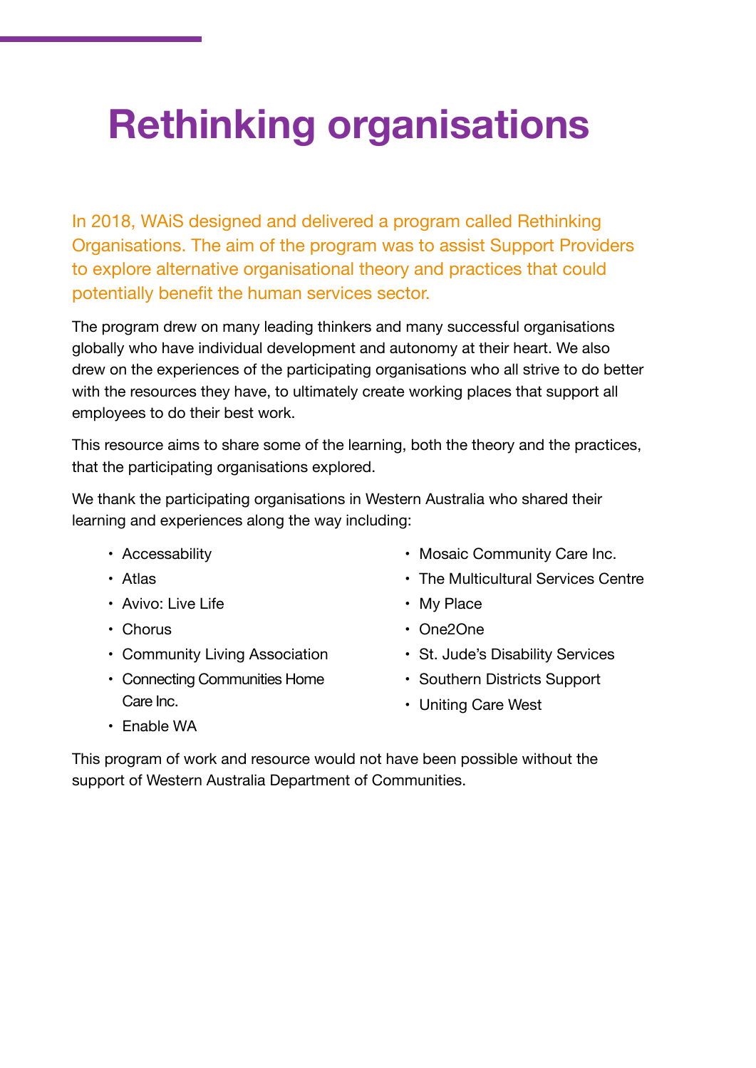# Rethinking organisations

In 2018, WAiS designed and delivered a program called Rethinking Organisations. The aim of the program was to assist Support Providers to explore alternative organisational theory and practices that could potentially benefit the human services sector.

The program drew on many leading thinkers and many successful organisations globally who have individual development and autonomy at their heart. We also drew on the experiences of the participating organisations who all strive to do better with the resources they have, to ultimately create working places that support all employees to do their best work.

This resource aims to share some of the learning, both the theory and the practices, that the participating organisations explored.

We thank the participating organisations in Western Australia who shared their learning and experiences along the way including:

- Accessability
- Atlas
- Avivo: Live Life
- Chorus
- Community Living Association
- Connecting Communities Home Care Inc.
- Enable WA
- Mosaic Community Care Inc.
- The Multicultural Services Centre
- My Place
- One2One
- St. Jude's Disability Services
- Southern Districts Support
- Uniting Care West

This program of work and resource would not have been possible without the support of Western Australia Department of Communities.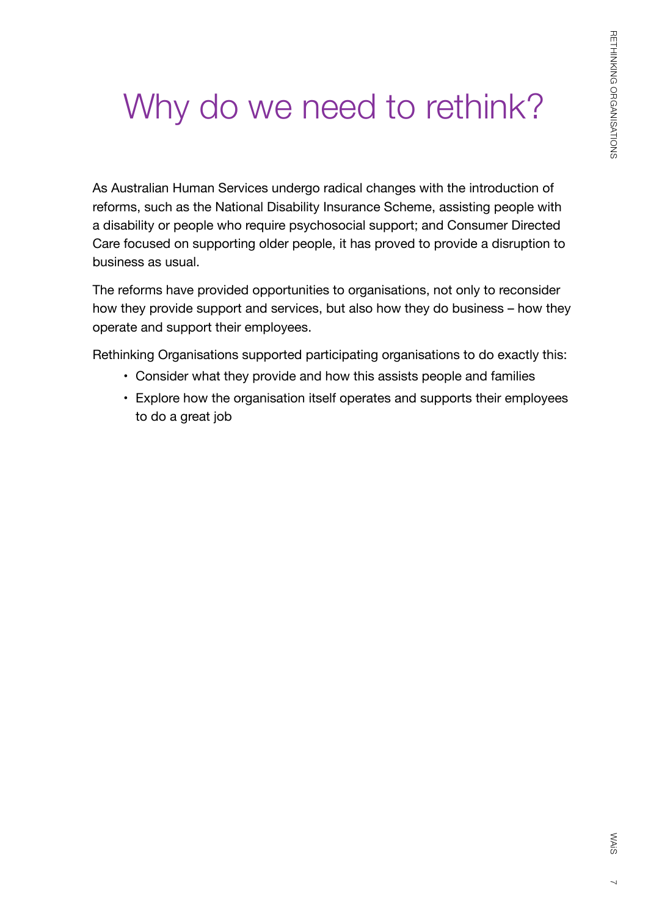# Why do we need to rethink?

As Australian Human Services undergo radical changes with the introduction of reforms, such as the National Disability Insurance Scheme, assisting people with a disability or people who require psychosocial support; and Consumer Directed Care focused on supporting older people, it has proved to provide a disruption to business as usual.

The reforms have provided opportunities to organisations, not only to reconsider how they provide support and services, but also how they do business – how they operate and support their employees.

Rethinking Organisations supported participating organisations to do exactly this:

- Consider what they provide and how this assists people and families
- Explore how the organisation itself operates and supports their employees to do a great job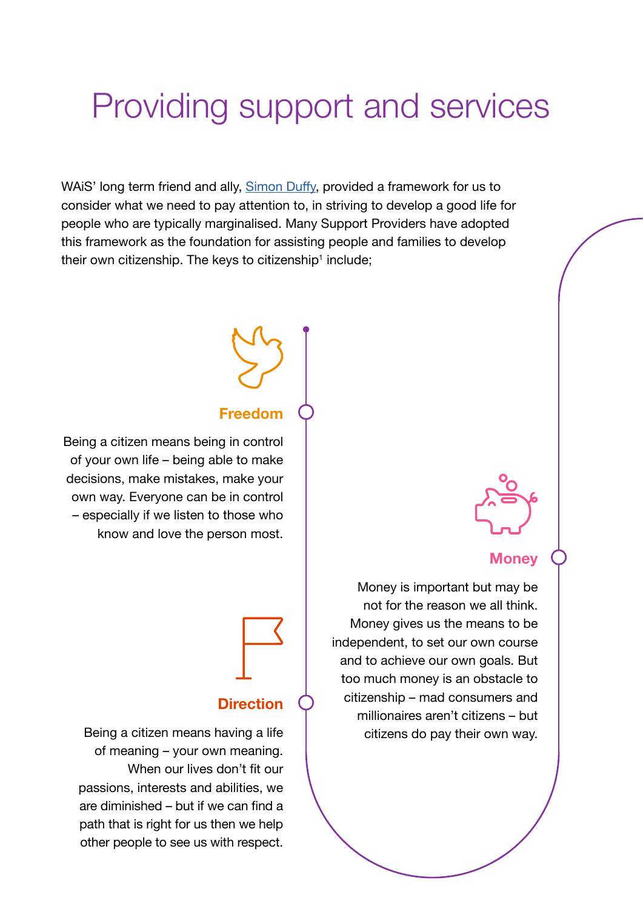# Providing support and services

WAiS' long term friend and ally, Simon Duffy, provided a framework for us to consider what we need to pay attention to, in striving to develop a good life for people who are typically marginalised. Many Support Providers have adopted this framework as the foundation for assisting people and families to develop their own citizenship. The keys to citizenship[1] include;

### Freedom

Being a citizen means being in control of your own life – being able to make decisions, make mistakes, make your own way. Everyone can be in control – especially if we listen to those who know and love the person most.

### Money

Money is important but may be not for the reason we all think. Money gives us the means to be independent, to set our own course and to achieve our own goals. But too much money is an obstacle to citizenship – mad consumers and millionaires aren't citizens – but citizens do pay their own way.

### Direction

Being a citizen means having a life of meaning – your own meaning. When our lives don't fit our passions, interests and abilities, we are diminished – but if we can find a path that is right for us then we help other people to see us with respect.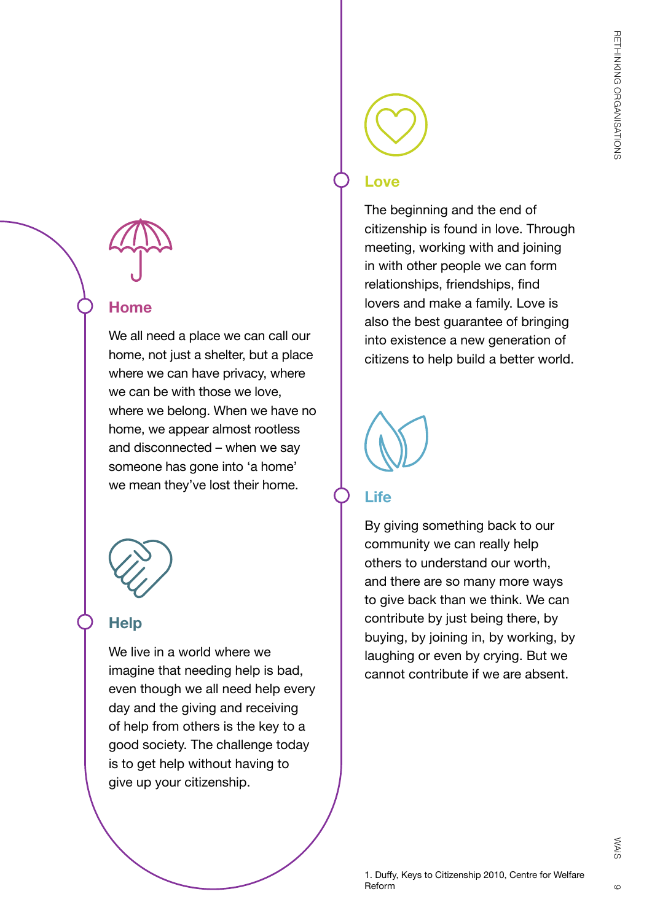## Home

We all need a place we can call our home, not just a shelter, but a place where we can have privacy, where we can be with those we love, where we belong. When we have no home, we appear almost rootless and disconnected – when we say someone has gone into 'a home' we mean they've lost their home.

## Help

We live in a world where we imagine that needing help is bad, even though we all need help every day and the giving and receiving of help from others is the key to a good society. The challenge today is to get help without having to give up your citizenship.

## Love

The beginning and the end of citizenship is found in love. Through meeting, working with and joining in with other people we can form relationships, friendships, find lovers and make a family. Love is also the best guarantee of bringing into existence a new generation of citizens to help build a better world.

## Life

By giving something back to our community we can really help others to understand our worth, and there are so many more ways to give back than we think. We can contribute by just being there, by buying, by joining in, by working, by laughing or even by crying. But we cannot contribute if we are absent.

1. Duffy, Keys to Citizenship 2010, Centre for Welfare Reform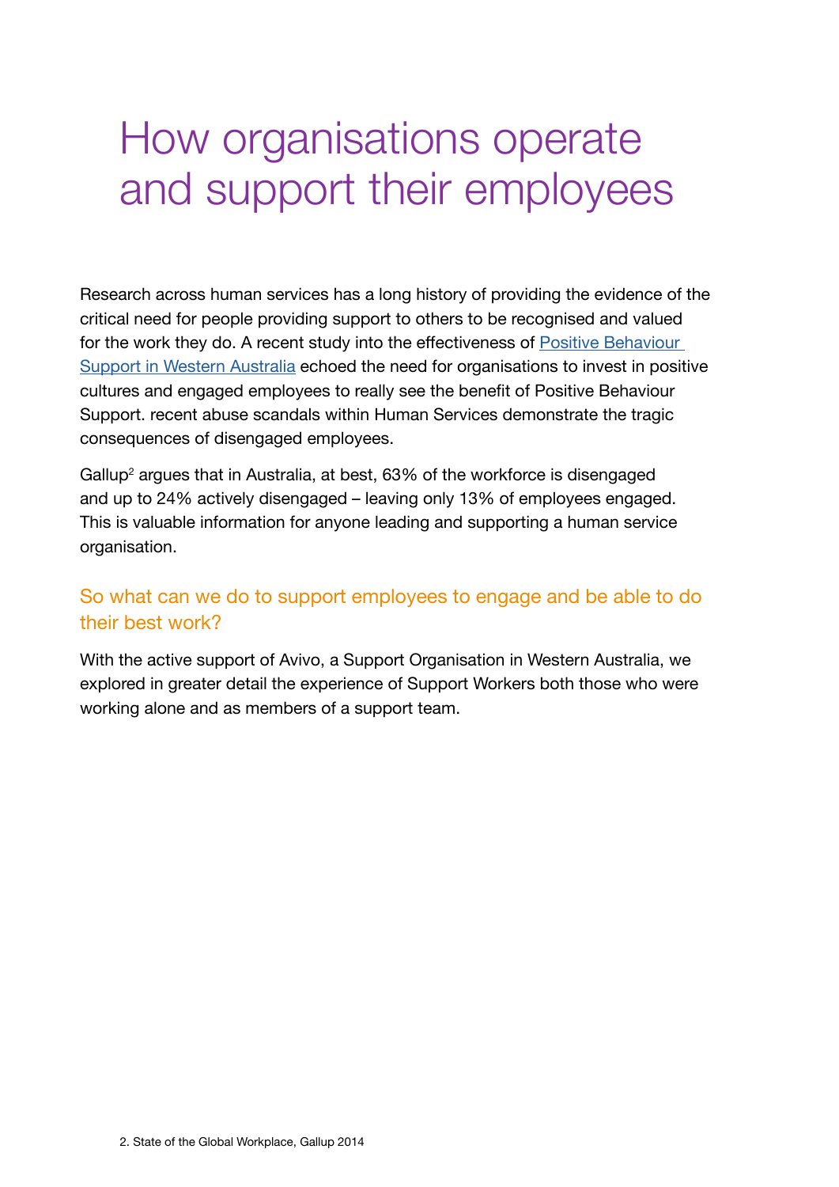# How organisations operate and support their employees

Research across human services has a long history of providing the evidence of the critical need for people providing support to others to be recognised and valued for the work they do. A recent study into the effectiveness of Positive Behaviour Support in Western Australia echoed the need for organisations to invest in positive cultures and engaged employees to really see the benefit of Positive Behaviour Support. recent abuse scandals within Human Services demonstrate the tragic consequences of disengaged employees.

Gallup[2] argues that in Australia, at best, 63% of the workforce is disengaged and up to 24% actively disengaged – leaving only 13% of employees engaged. This is valuable information for anyone leading and supporting a human service organisation.

## So what can we do to support employees to engage and be able to do their best work?

With the active support of Avivo, a Support Organisation in Western Australia, we explored in greater detail the experience of Support Workers both those who were working alone and as members of a support team.

2. State of the Global Workplace, Gallup 2014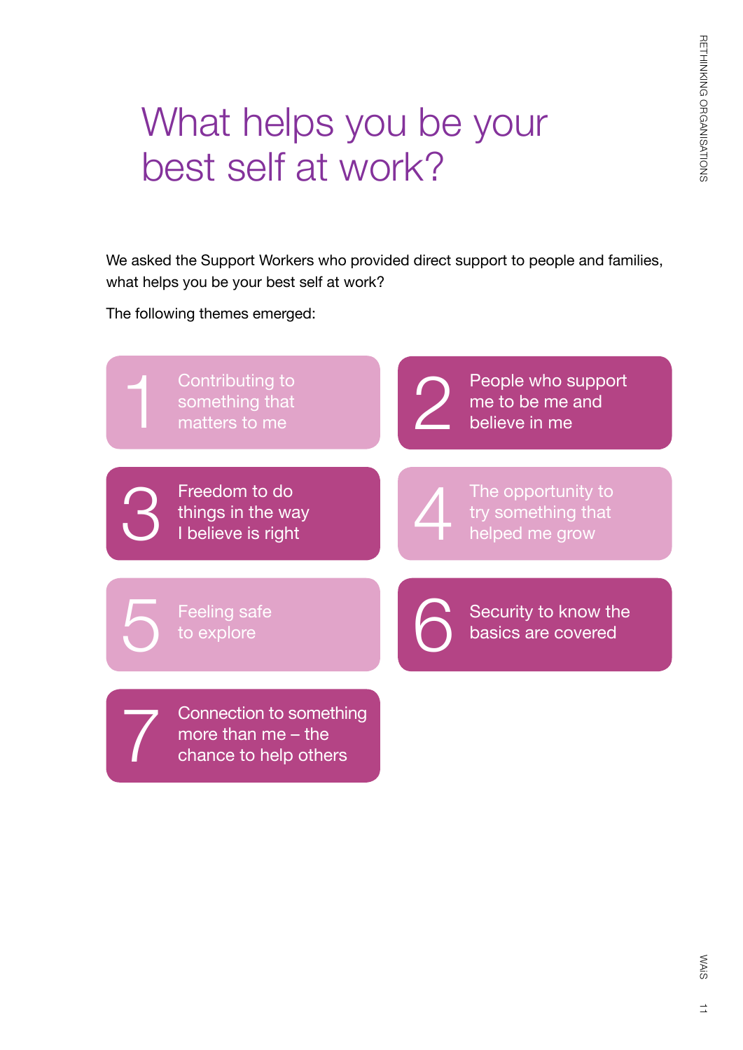# What helps you be your best self at work?

We asked the Support Workers who provided direct support to people and families, what helps you be your best self at work?

The following themes emerged:

1. Contributing to something that matters to me
2. People who support me to be me and believe in me
3. Freedom to do things in the way I believe is right
4. The opportunity to try something that helped me grow
5. Feeling safe to explore
6. Security to know the basics are covered
7. Connection to something more than me – the chance to help others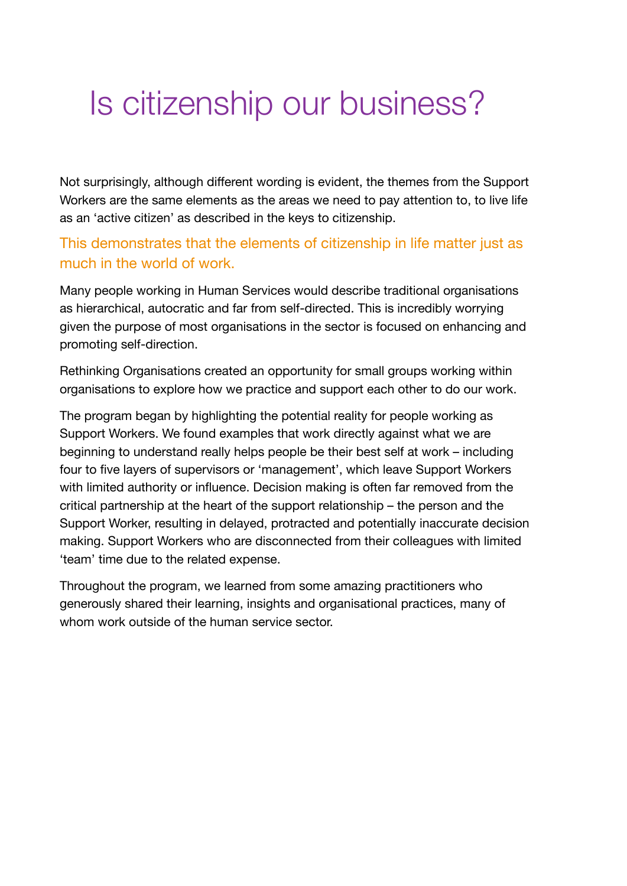# Is citizenship our business?

Not surprisingly, although different wording is evident, the themes from the Support Workers are the same elements as the areas we need to pay attention to, to live life as an 'active citizen' as described in the keys to citizenship.

This demonstrates that the elements of citizenship in life matter just as much in the world of work.

Many people working in Human Services would describe traditional organisations as hierarchical, autocratic and far from self-directed. This is incredibly worrying given the purpose of most organisations in the sector is focused on enhancing and promoting self-direction.

Rethinking Organisations created an opportunity for small groups working within organisations to explore how we practice and support each other to do our work.

The program began by highlighting the potential reality for people working as Support Workers. We found examples that work directly against what we are beginning to understand really helps people be their best self at work – including four to five layers of supervisors or 'management', which leave Support Workers with limited authority or influence. Decision making is often far removed from the critical partnership at the heart of the support relationship – the person and the Support Worker, resulting in delayed, protracted and potentially inaccurate decision making. Support Workers who are disconnected from their colleagues with limited 'team' time due to the related expense.

Throughout the program, we learned from some amazing practitioners who generously shared their learning, insights and organisational practices, many of whom work outside of the human service sector.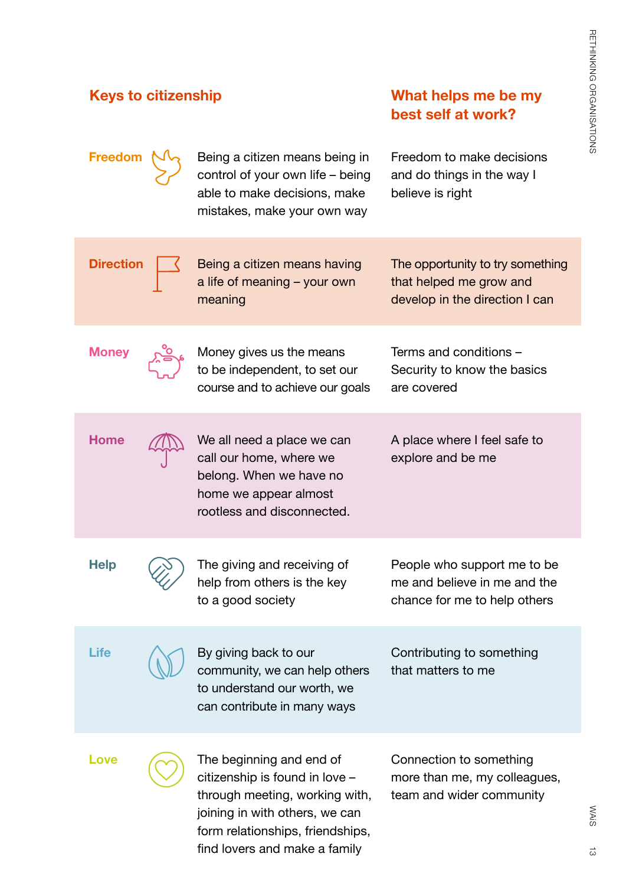| Keys to citizenship | | What helps me be my best self at work? |
|---|---|---|
| **Freedom** | Being a citizen means being in control of your own life – being able to make decisions, make mistakes, make your own way | Freedom to make decisions and do things in the way I believe is right |
| **Direction** | Being a citizen means having a life of meaning – your own meaning | The opportunity to try something that helped me grow and develop in the direction I can |
| **Money** | Money gives us the means to be independent, to set our course and to achieve our goals | Terms and conditions – Security to know the basics are covered |
| **Home** | We all need a place we can call our home, where we belong. When we have no home we appear almost rootless and disconnected. | A place where I feel safe to explore and be me |
| **Help** | The giving and receiving of help from others is the key to a good society | People who support me to be me and believe in me and the chance for me to help others |
| **Life** | By giving back to our community, we can help others to understand our worth, we can contribute in many ways | Contributing to something that matters to me |
| **Love** | The beginning and end of citizenship is found in love – through meeting, working with, joining in with others, we can form relationships, friendships, find lovers and make a family | Connection to something more than me, my colleagues, team and wider community |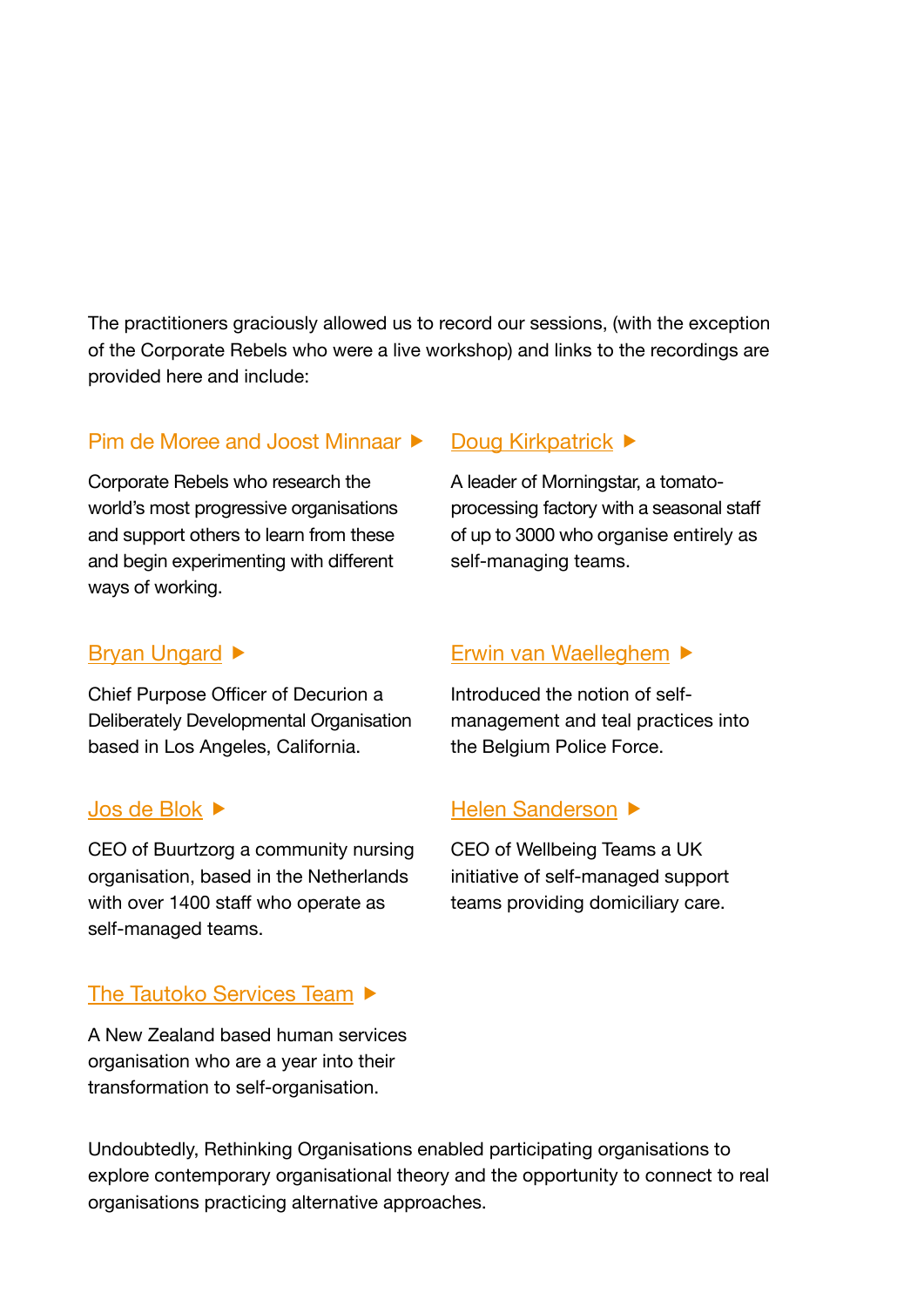The practitioners graciously allowed us to record our sessions, (with the exception of the Corporate Rebels who were a live workshop) and links to the recordings are provided here and include:

### Pim de Moree and Joost Minnaar ▶

Corporate Rebels who research the world's most progressive organisations and support others to learn from these and begin experimenting with different ways of working.

### Doug Kirkpatrick ▶

A leader of Morningstar, a tomato-processing factory with a seasonal staff of up to 3000 who organise entirely as self-managing teams.

### Bryan Ungard ▶

Chief Purpose Officer of Decurion a Deliberately Developmental Organisation based in Los Angeles, California.

### Erwin van Waelleghem ▶

Introduced the notion of self-management and teal practices into the Belgium Police Force.

### Jos de Blok ▶

CEO of Buurtzorg a community nursing organisation, based in the Netherlands with over 1400 staff who operate as self-managed teams.

### Helen Sanderson ▶

CEO of Wellbeing Teams a UK initiative of self-managed support teams providing domiciliary care.

### The Tautoko Services Team ▶

A New Zealand based human services organisation who are a year into their transformation to self-organisation.

Undoubtedly, Rethinking Organisations enabled participating organisations to explore contemporary organisational theory and the opportunity to connect to real organisations practicing alternative approaches.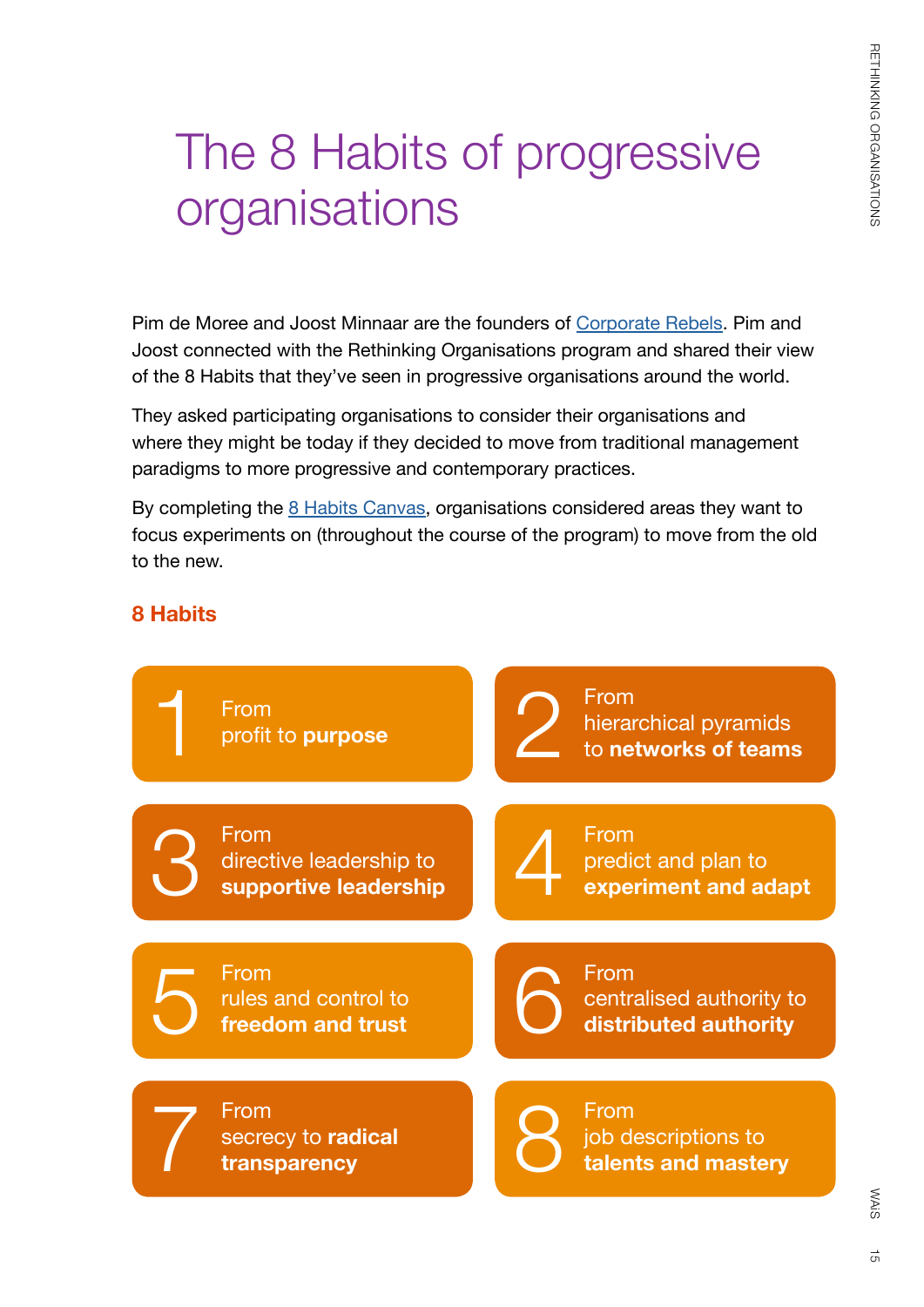# The 8 Habits of progressive organisations

Pim de Moree and Joost Minnaar are the founders of Corporate Rebels. Pim and Joost connected with the Rethinking Organisations program and shared their view of the 8 Habits that they've seen in progressive organisations around the world.

They asked participating organisations to consider their organisations and where they might be today if they decided to move from traditional management paradigms to more progressive and contemporary practices.

By completing the 8 Habits Canvas, organisations considered areas they want to focus experiments on (throughout the course of the program) to move from the old to the new.

## 8 Habits

1. From profit to **purpose**
2. From hierarchical pyramids to **networks of teams**
3. From directive leadership to **supportive leadership**
4. From predict and plan to **experiment and adapt**
5. From rules and control to **freedom and trust**
6. From centralised authority to **distributed authority**
7. From secrecy to **radical transparency**
8. From job descriptions to **talents and mastery**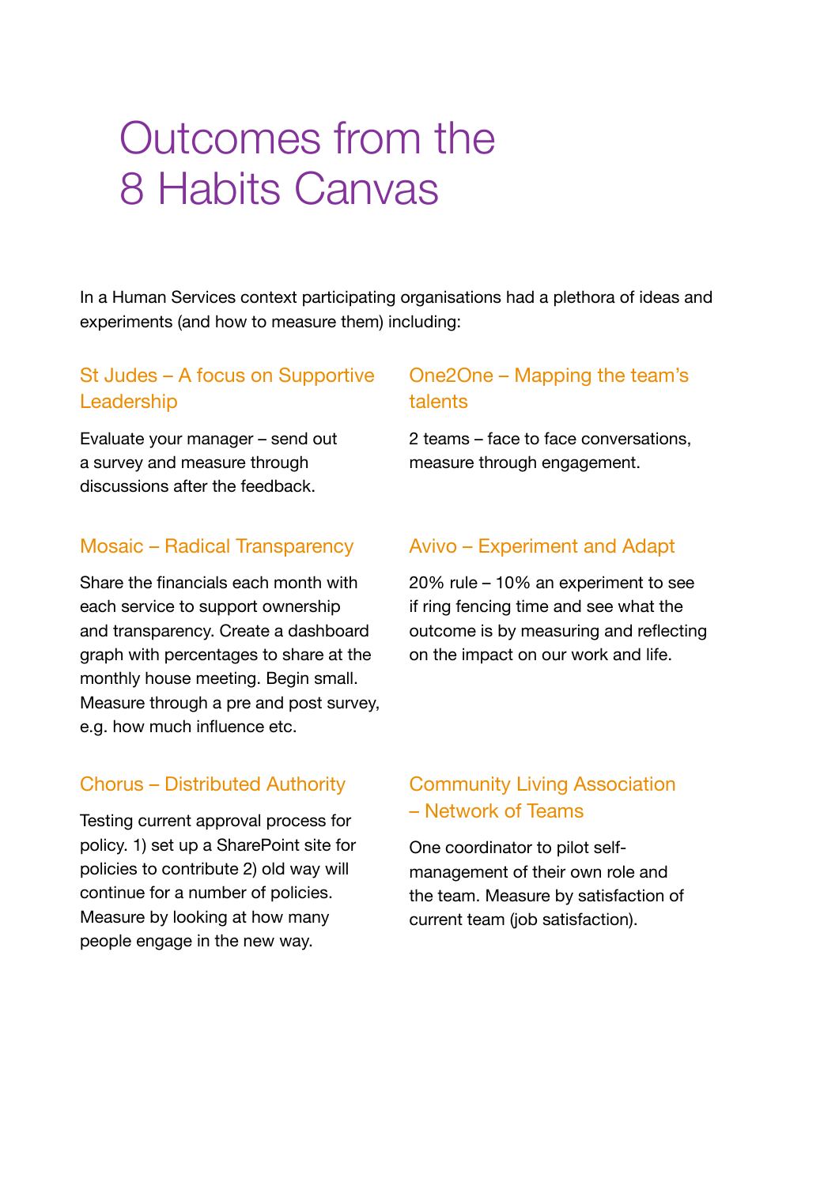# Outcomes from the 8 Habits Canvas

In a Human Services context participating organisations had a plethora of ideas and experiments (and how to measure them) including:

### St Judes – A focus on Supportive Leadership

Evaluate your manager – send out a survey and measure through discussions after the feedback.

### One2One – Mapping the team's talents

2 teams – face to face conversations, measure through engagement.

### Mosaic – Radical Transparency

Share the financials each month with each service to support ownership and transparency. Create a dashboard graph with percentages to share at the monthly house meeting. Begin small. Measure through a pre and post survey, e.g. how much influence etc.

### Avivo – Experiment and Adapt

20% rule – 10% an experiment to see if ring fencing time and see what the outcome is by measuring and reflecting on the impact on our work and life.

### Chorus – Distributed Authority

Testing current approval process for policy. 1) set up a SharePoint site for policies to contribute 2) old way will continue for a number of policies. Measure by looking at how many people engage in the new way.

### Community Living Association – Network of Teams

One coordinator to pilot self-management of their own role and the team. Measure by satisfaction of current team (job satisfaction).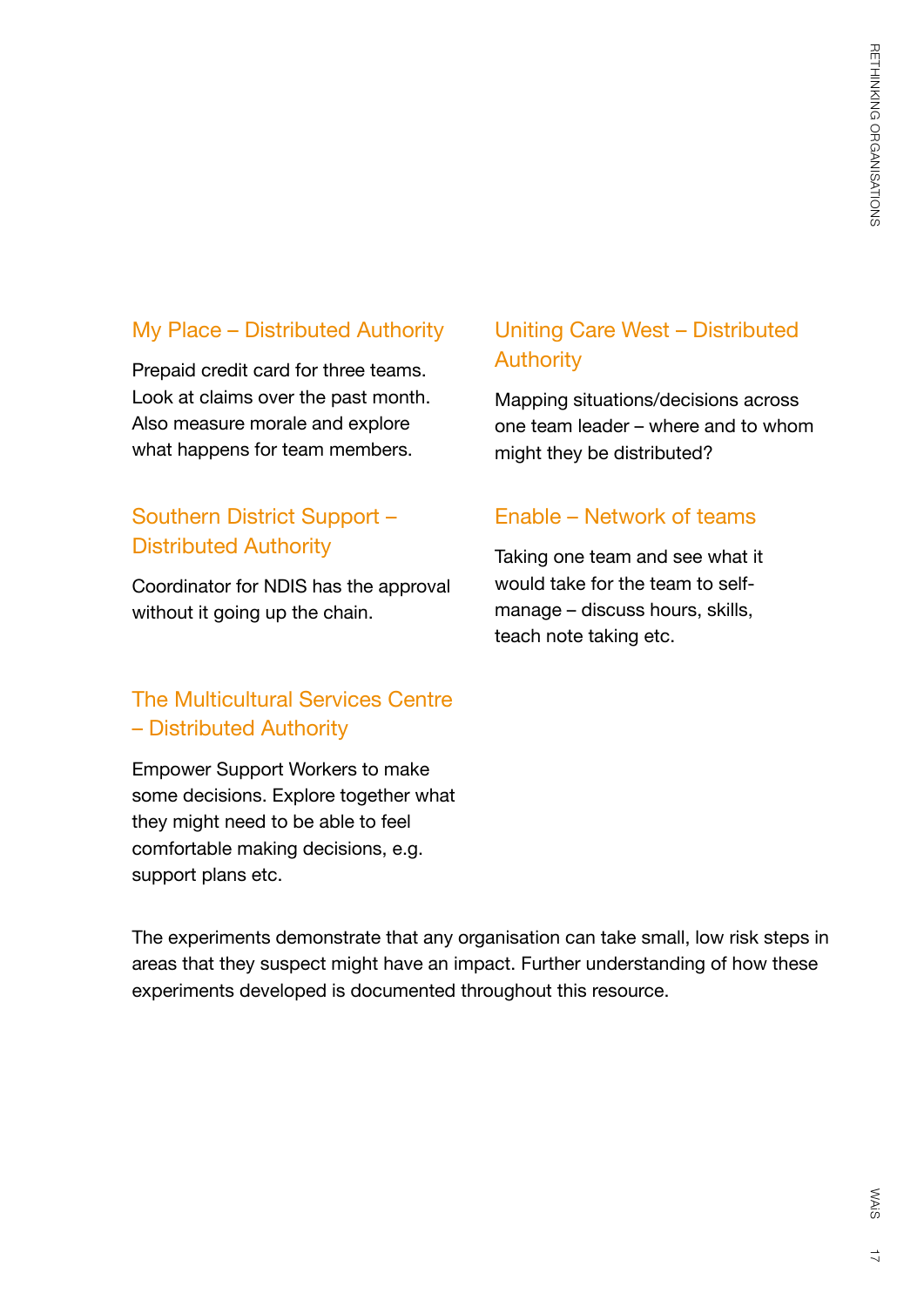### My Place – Distributed Authority

Prepaid credit card for three teams. Look at claims over the past month. Also measure morale and explore what happens for team members.

### Southern District Support – Distributed Authority

Coordinator for NDIS has the approval without it going up the chain.

### The Multicultural Services Centre – Distributed Authority

Empower Support Workers to make some decisions. Explore together what they might need to be able to feel comfortable making decisions, e.g. support plans etc.

### Uniting Care West – Distributed Authority

Mapping situations/decisions across one team leader – where and to whom might they be distributed?

### Enable – Network of teams

Taking one team and see what it would take for the team to self-manage – discuss hours, skills, teach note taking etc.

The experiments demonstrate that any organisation can take small, low risk steps in areas that they suspect might have an impact. Further understanding of how these experiments developed is documented throughout this resource.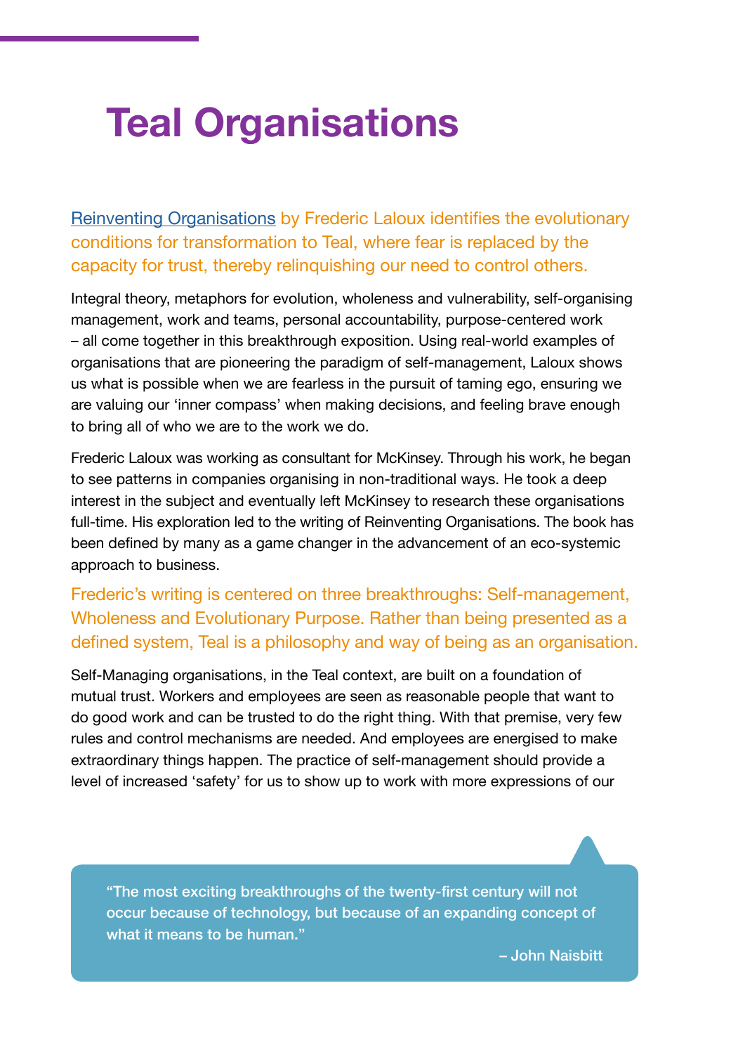# Teal Organisations

Reinventing Organisations by Frederic Laloux identifies the evolutionary conditions for transformation to Teal, where fear is replaced by the capacity for trust, thereby relinquishing our need to control others.

Integral theory, metaphors for evolution, wholeness and vulnerability, self-organising management, work and teams, personal accountability, purpose-centered work – all come together in this breakthrough exposition. Using real-world examples of organisations that are pioneering the paradigm of self-management, Laloux shows us what is possible when we are fearless in the pursuit of taming ego, ensuring we are valuing our 'inner compass' when making decisions, and feeling brave enough to bring all of who we are to the work we do.

Frederic Laloux was working as consultant for McKinsey. Through his work, he began to see patterns in companies organising in non-traditional ways. He took a deep interest in the subject and eventually left McKinsey to research these organisations full-time. His exploration led to the writing of Reinventing Organisations. The book has been defined by many as a game changer in the advancement of an eco-systemic approach to business.

Frederic's writing is centered on three breakthroughs: Self-management, Wholeness and Evolutionary Purpose. Rather than being presented as a defined system, Teal is a philosophy and way of being as an organisation.

Self-Managing organisations, in the Teal context, are built on a foundation of mutual trust. Workers and employees are seen as reasonable people that want to do good work and can be trusted to do the right thing. With that premise, very few rules and control mechanisms are needed. And employees are energised to make extraordinary things happen. The practice of self-management should provide a level of increased 'safety' for us to show up to work with more expressions of our

> "The most exciting breakthroughs of the twenty-first century will not occur because of technology, but because of an expanding concept of what it means to be human."
>
> – John Naisbitt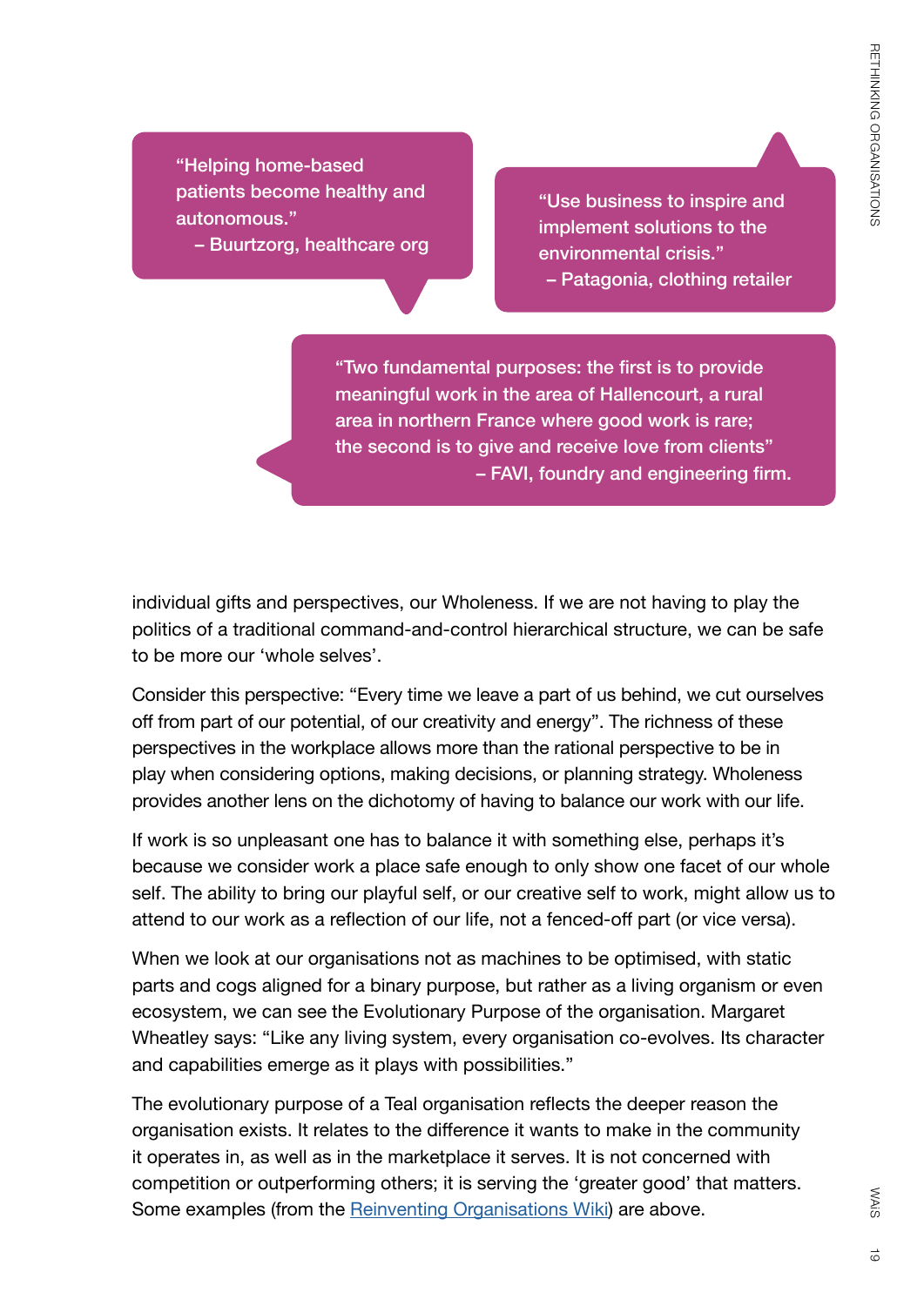> "Helping home-based patients become healthy and autonomous."
> – Buurtzorg, healthcare org

> "Use business to inspire and implement solutions to the environmental crisis."
> – Patagonia, clothing retailer

> "Two fundamental purposes: the first is to provide meaningful work in the area of Hallencourt, a rural area in northern France where good work is rare; the second is to give and receive love from clients"
> – FAVI, foundry and engineering firm.

individual gifts and perspectives, our Wholeness. If we are not having to play the politics of a traditional command-and-control hierarchical structure, we can be safe to be more our 'whole selves'.

Consider this perspective: "Every time we leave a part of us behind, we cut ourselves off from part of our potential, of our creativity and energy". The richness of these perspectives in the workplace allows more than the rational perspective to be in play when considering options, making decisions, or planning strategy. Wholeness provides another lens on the dichotomy of having to balance our work with our life.

If work is so unpleasant one has to balance it with something else, perhaps it's because we consider work a place safe enough to only show one facet of our whole self. The ability to bring our playful self, or our creative self to work, might allow us to attend to our work as a reflection of our life, not a fenced-off part (or vice versa).

When we look at our organisations not as machines to be optimised, with static parts and cogs aligned for a binary purpose, but rather as a living organism or even ecosystem, we can see the Evolutionary Purpose of the organisation. Margaret Wheatley says: "Like any living system, every organisation co-evolves. Its character and capabilities emerge as it plays with possibilities."

The evolutionary purpose of a Teal organisation reflects the deeper reason the organisation exists. It relates to the difference it wants to make in the community it operates in, as well as in the marketplace it serves. It is not concerned with competition or outperforming others; it is serving the 'greater good' that matters. Some examples (from the Reinventing Organisations Wiki) are above.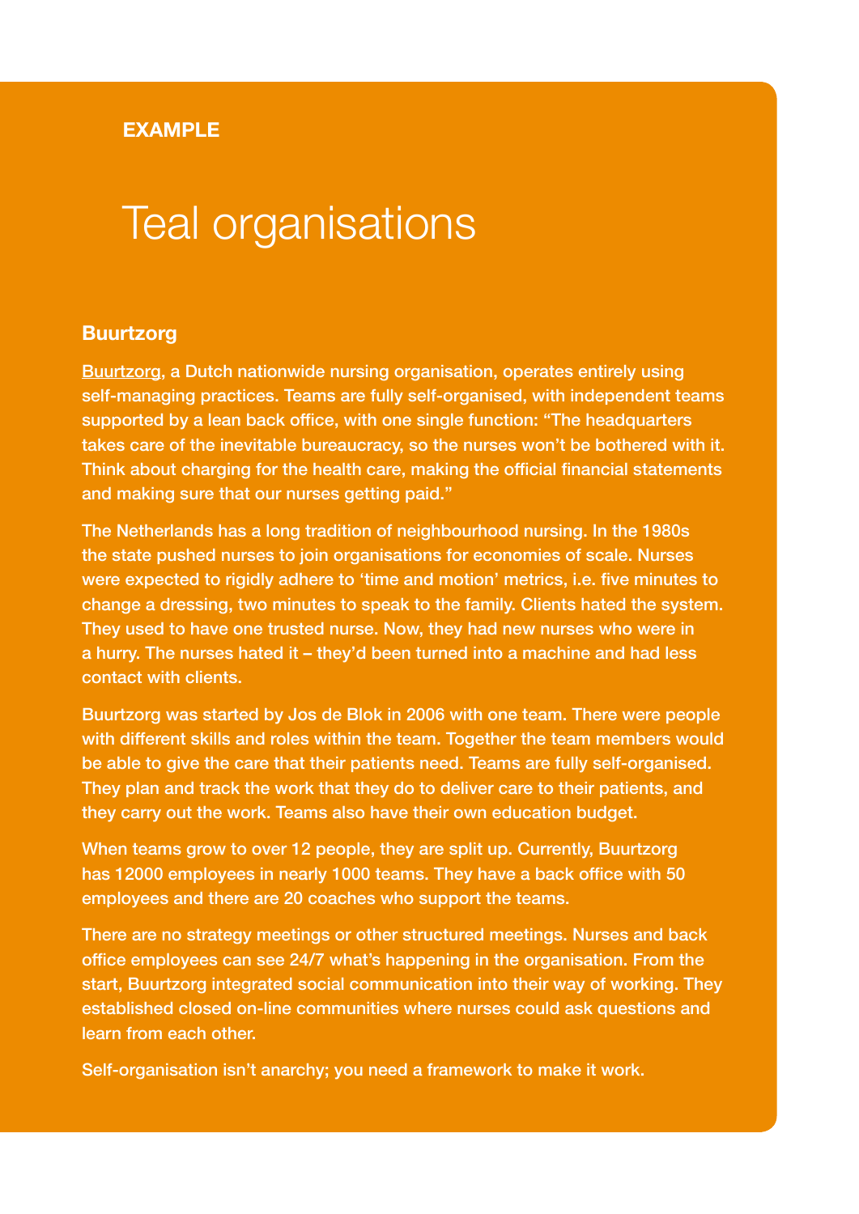**EXAMPLE**

# Teal organisations

### Buurtzorg

Buurtzorg, a Dutch nationwide nursing organisation, operates entirely using self-managing practices. Teams are fully self-organised, with independent teams supported by a lean back office, with one single function: "The headquarters takes care of the inevitable bureaucracy, so the nurses won't be bothered with it. Think about charging for the health care, making the official financial statements and making sure that our nurses getting paid."

The Netherlands has a long tradition of neighbourhood nursing. In the 1980s the state pushed nurses to join organisations for economies of scale. Nurses were expected to rigidly adhere to 'time and motion' metrics, i.e. five minutes to change a dressing, two minutes to speak to the family. Clients hated the system. They used to have one trusted nurse. Now, they had new nurses who were in a hurry. The nurses hated it – they'd been turned into a machine and had less contact with clients.

Buurtzorg was started by Jos de Blok in 2006 with one team. There were people with different skills and roles within the team. Together the team members would be able to give the care that their patients need. Teams are fully self-organised. They plan and track the work that they do to deliver care to their patients, and they carry out the work. Teams also have their own education budget.

When teams grow to over 12 people, they are split up. Currently, Buurtzorg has 12000 employees in nearly 1000 teams. They have a back office with 50 employees and there are 20 coaches who support the teams.

There are no strategy meetings or other structured meetings. Nurses and back office employees can see 24/7 what's happening in the organisation. From the start, Buurtzorg integrated social communication into their way of working. They established closed on-line communities where nurses could ask questions and learn from each other.

Self-organisation isn't anarchy; you need a framework to make it work.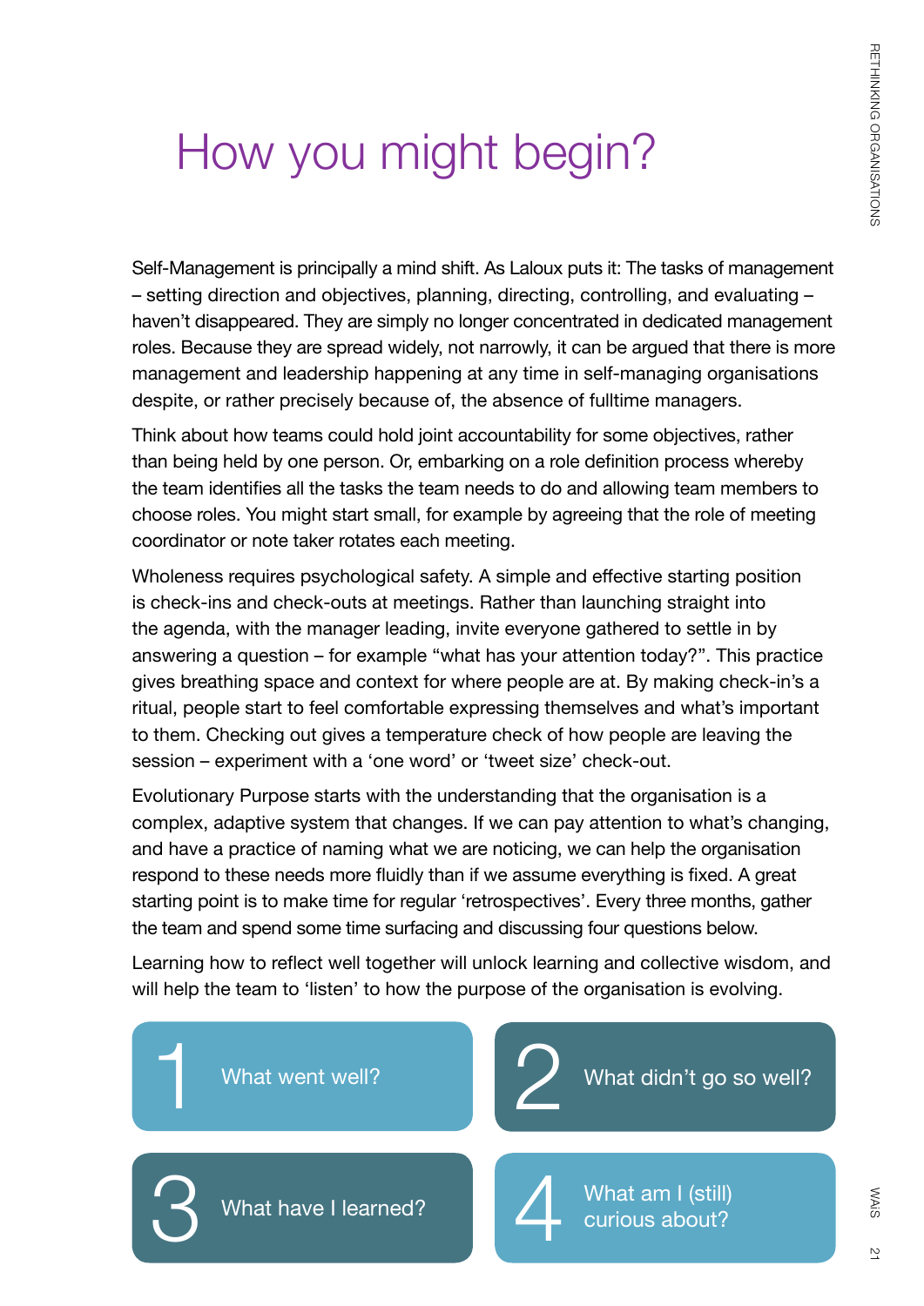# How you might begin?

Self-Management is principally a mind shift. As Laloux puts it: The tasks of management – setting direction and objectives, planning, directing, controlling, and evaluating – haven't disappeared. They are simply no longer concentrated in dedicated management roles. Because they are spread widely, not narrowly, it can be argued that there is more management and leadership happening at any time in self-managing organisations despite, or rather precisely because of, the absence of fulltime managers.

Think about how teams could hold joint accountability for some objectives, rather than being held by one person. Or, embarking on a role definition process whereby the team identifies all the tasks the team needs to do and allowing team members to choose roles. You might start small, for example by agreeing that the role of meeting coordinator or note taker rotates each meeting.

Wholeness requires psychological safety. A simple and effective starting position is check-ins and check-outs at meetings. Rather than launching straight into the agenda, with the manager leading, invite everyone gathered to settle in by answering a question – for example "what has your attention today?". This practice gives breathing space and context for where people are at. By making check-in's a ritual, people start to feel comfortable expressing themselves and what's important to them. Checking out gives a temperature check of how people are leaving the session – experiment with a 'one word' or 'tweet size' check-out.

Evolutionary Purpose starts with the understanding that the organisation is a complex, adaptive system that changes. If we can pay attention to what's changing, and have a practice of naming what we are noticing, we can help the organisation respond to these needs more fluidly than if we assume everything is fixed. A great starting point is to make time for regular 'retrospectives'. Every three months, gather the team and spend some time surfacing and discussing four questions below.

Learning how to reflect well together will unlock learning and collective wisdom, and will help the team to 'listen' to how the purpose of the organisation is evolving.

1. What went well?
2. What didn't go so well?
3. What have I learned?
4. What am I (still) curious about?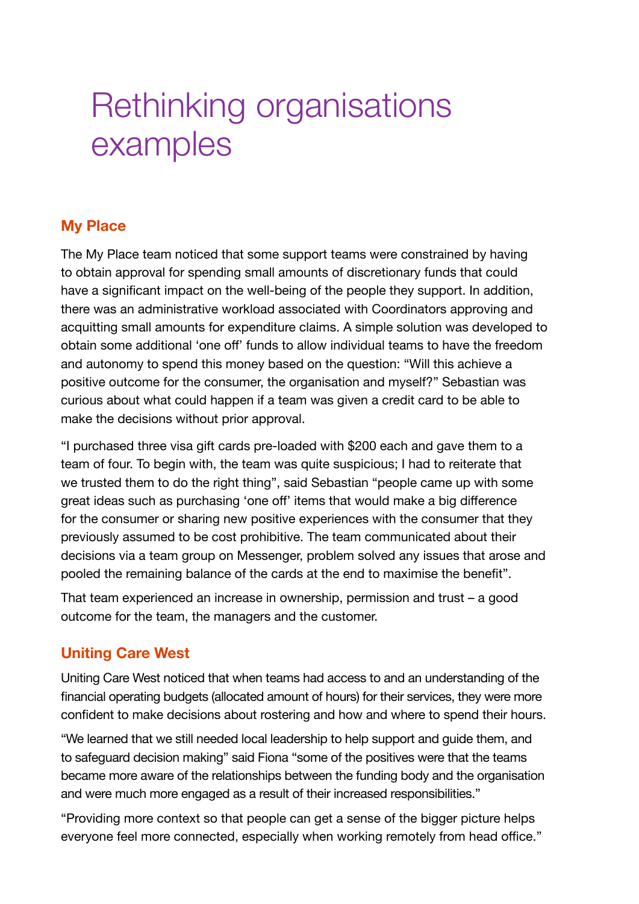# Rethinking organisations examples

## My Place

The My Place team noticed that some support teams were constrained by having to obtain approval for spending small amounts of discretionary funds that could have a significant impact on the well-being of the people they support. In addition, there was an administrative workload associated with Coordinators approving and acquitting small amounts for expenditure claims. A simple solution was developed to obtain some additional 'one off' funds to allow individual teams to have the freedom and autonomy to spend this money based on the question: "Will this achieve a positive outcome for the consumer, the organisation and myself?" Sebastian was curious about what could happen if a team was given a credit card to be able to make the decisions without prior approval.

"I purchased three visa gift cards pre-loaded with $200 each and gave them to a team of four. To begin with, the team was quite suspicious; I had to reiterate that we trusted them to do the right thing", said Sebastian "people came up with some great ideas such as purchasing 'one off' items that would make a big difference for the consumer or sharing new positive experiences with the consumer that they previously assumed to be cost prohibitive. The team communicated about their decisions via a team group on Messenger, problem solved any issues that arose and pooled the remaining balance of the cards at the end to maximise the benefit".

That team experienced an increase in ownership, permission and trust – a good outcome for the team, the managers and the customer.

## Uniting Care West

Uniting Care West noticed that when teams had access to and an understanding of the financial operating budgets (allocated amount of hours) for their services, they were more confident to make decisions about rostering and how and where to spend their hours.

"We learned that we still needed local leadership to help support and guide them, and to safeguard decision making" said Fiona "some of the positives were that the teams became more aware of the relationships between the funding body and the organisation and were much more engaged as a result of their increased responsibilities."

"Providing more context so that people can get a sense of the bigger picture helps everyone feel more connected, especially when working remotely from head office."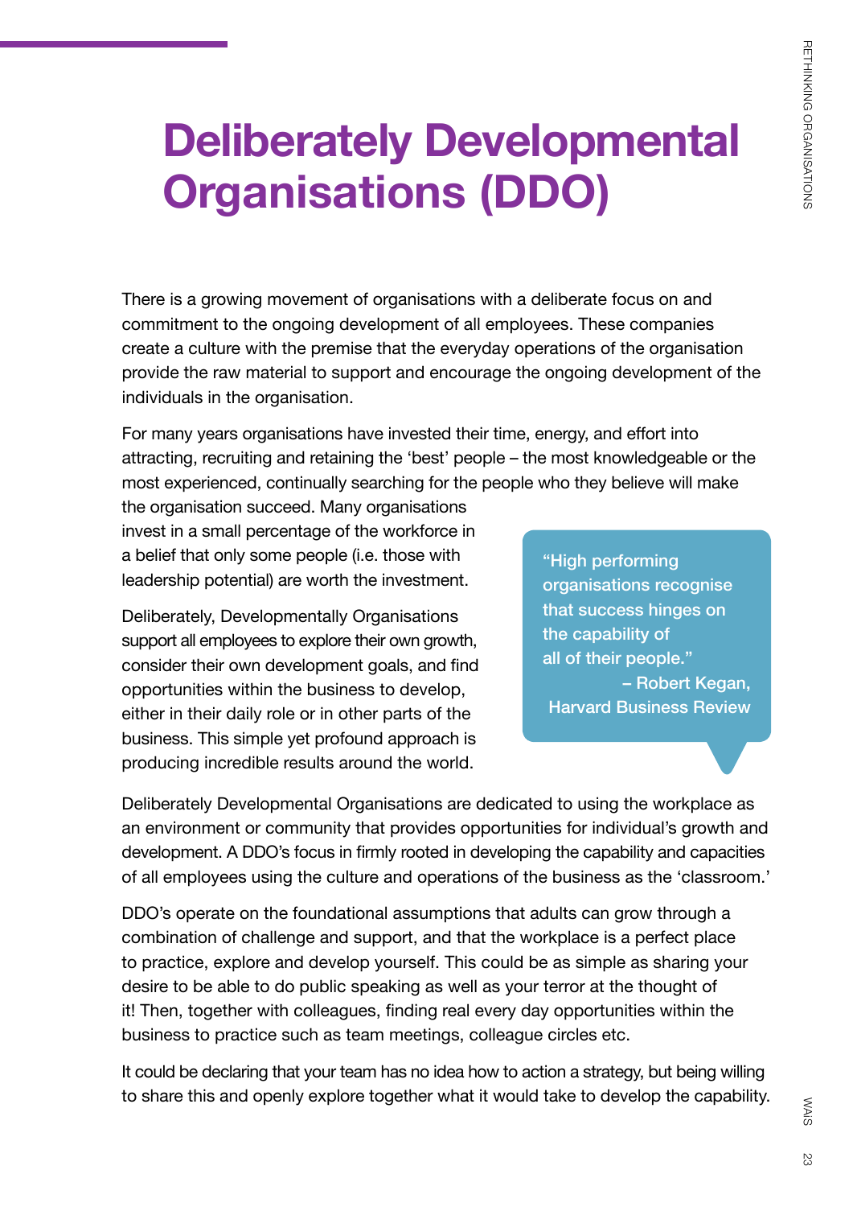# Deliberately Developmental Organisations (DDO)

There is a growing movement of organisations with a deliberate focus on and commitment to the ongoing development of all employees. These companies create a culture with the premise that the everyday operations of the organisation provide the raw material to support and encourage the ongoing development of the individuals in the organisation.

For many years organisations have invested their time, energy, and effort into attracting, recruiting and retaining the 'best' people – the most knowledgeable or the most experienced, continually searching for the people who they believe will make the organisation succeed. Many organisations invest in a small percentage of the workforce in a belief that only some people (i.e. those with leadership potential) are worth the investment.

Deliberately, Developmentally Organisations support all employees to explore their own growth, consider their own development goals, and find opportunities within the business to develop, either in their daily role or in other parts of the business. This simple yet profound approach is producing incredible results around the world.

> "High performing organisations recognise that success hinges on the capability of all of their people."
> – Robert Kegan, Harvard Business Review

Deliberately Developmental Organisations are dedicated to using the workplace as an environment or community that provides opportunities for individual's growth and development. A DDO's focus in firmly rooted in developing the capability and capacities of all employees using the culture and operations of the business as the 'classroom.'

DDO's operate on the foundational assumptions that adults can grow through a combination of challenge and support, and that the workplace is a perfect place to practice, explore and develop yourself. This could be as simple as sharing your desire to be able to do public speaking as well as your terror at the thought of it! Then, together with colleagues, finding real every day opportunities within the business to practice such as team meetings, colleague circles etc.

It could be declaring that your team has no idea how to action a strategy, but being willing to share this and openly explore together what it would take to develop the capability.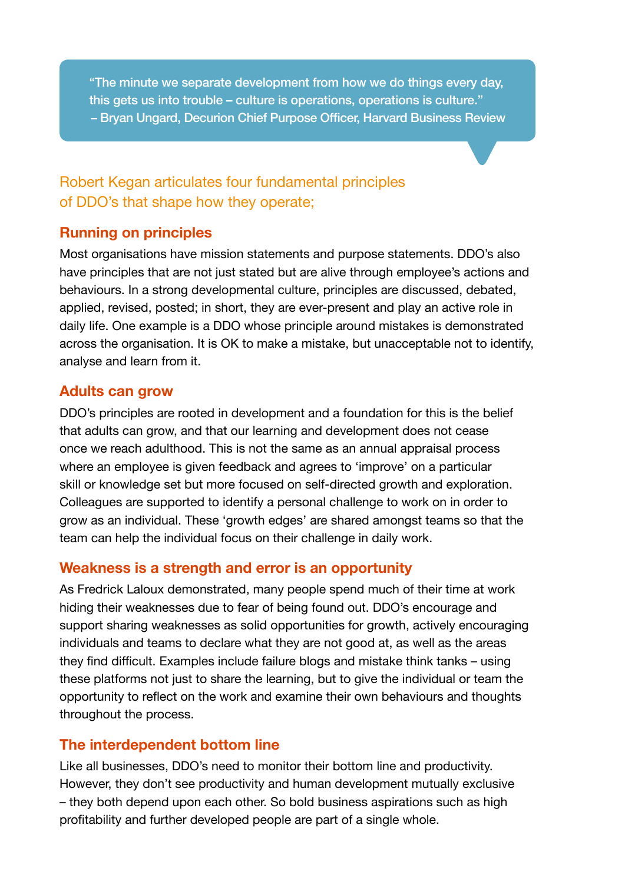> "The minute we separate development from how we do things every day, this gets us into trouble – culture is operations, operations is culture."
> **– Bryan Ungard, Decurion Chief Purpose Officer, Harvard Business Review**

Robert Kegan articulates four fundamental principles of DDO's that shape how they operate;

### Running on principles

Most organisations have mission statements and purpose statements. DDO's also have principles that are not just stated but are alive through employee's actions and behaviours. In a strong developmental culture, principles are discussed, debated, applied, revised, posted; in short, they are ever-present and play an active role in daily life. One example is a DDO whose principle around mistakes is demonstrated across the organisation. It is OK to make a mistake, but unacceptable not to identify, analyse and learn from it.

### Adults can grow

DDO's principles are rooted in development and a foundation for this is the belief that adults can grow, and that our learning and development does not cease once we reach adulthood. This is not the same as an annual appraisal process where an employee is given feedback and agrees to 'improve' on a particular skill or knowledge set but more focused on self-directed growth and exploration. Colleagues are supported to identify a personal challenge to work on in order to grow as an individual. These 'growth edges' are shared amongst teams so that the team can help the individual focus on their challenge in daily work.

### Weakness is a strength and error is an opportunity

As Fredrick Laloux demonstrated, many people spend much of their time at work hiding their weaknesses due to fear of being found out. DDO's encourage and support sharing weaknesses as solid opportunities for growth, actively encouraging individuals and teams to declare what they are not good at, as well as the areas they find difficult. Examples include failure blogs and mistake think tanks – using these platforms not just to share the learning, but to give the individual or team the opportunity to reflect on the work and examine their own behaviours and thoughts throughout the process.

### The interdependent bottom line

Like all businesses, DDO's need to monitor their bottom line and productivity. However, they don't see productivity and human development mutually exclusive – they both depend upon each other. So bold business aspirations such as high profitability and further developed people are part of a single whole.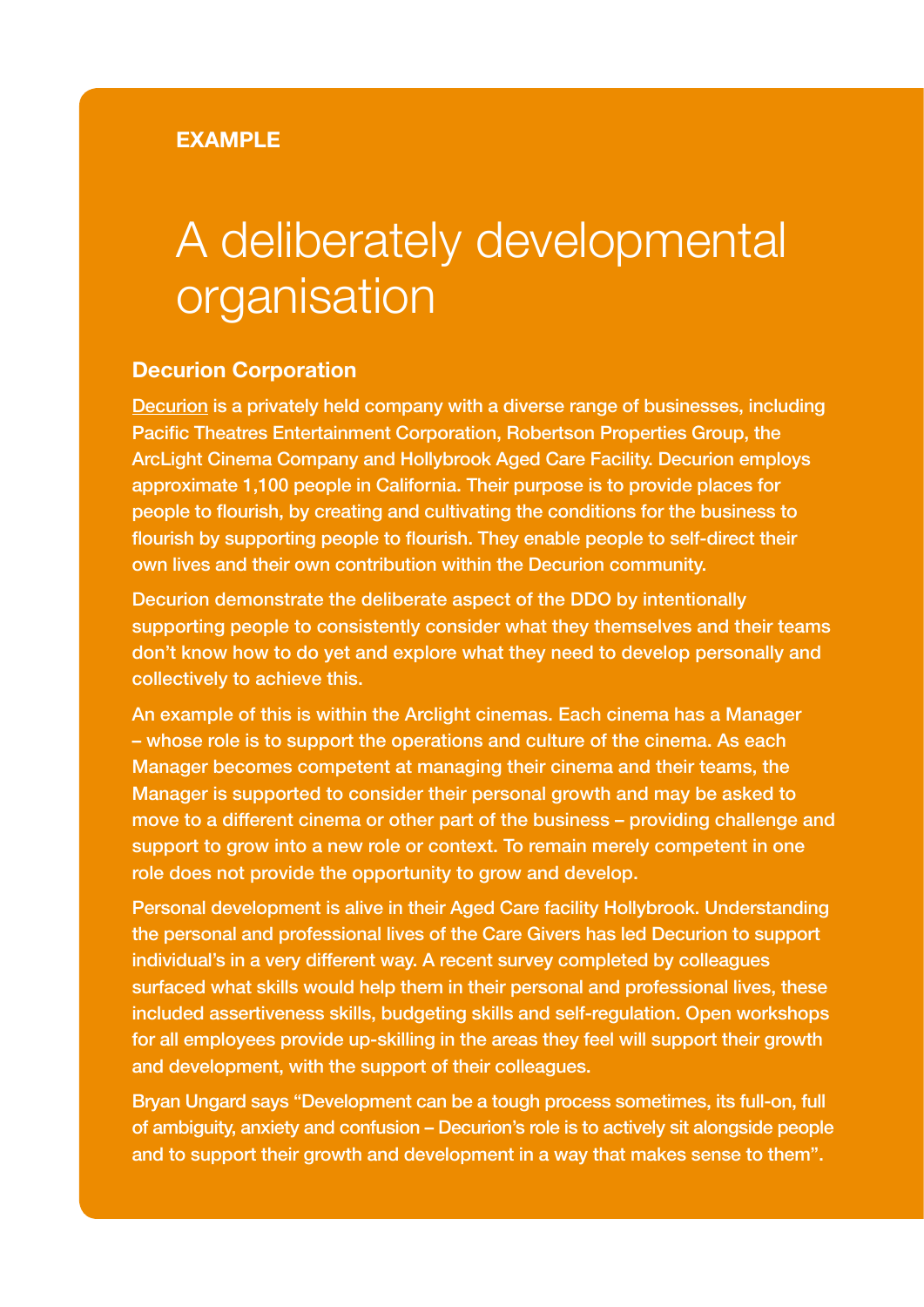**EXAMPLE**

# A deliberately developmental organisation

## Decurion Corporation

Decurion is a privately held company with a diverse range of businesses, including Pacific Theatres Entertainment Corporation, Robertson Properties Group, the ArcLight Cinema Company and Hollybrook Aged Care Facility. Decurion employs approximate 1,100 people in California. Their purpose is to provide places for people to flourish, by creating and cultivating the conditions for the business to flourish by supporting people to flourish. They enable people to self-direct their own lives and their own contribution within the Decurion community.

Decurion demonstrate the deliberate aspect of the DDO by intentionally supporting people to consistently consider what they themselves and their teams don't know how to do yet and explore what they need to develop personally and collectively to achieve this.

An example of this is within the Arclight cinemas. Each cinema has a Manager – whose role is to support the operations and culture of the cinema. As each Manager becomes competent at managing their cinema and their teams, the Manager is supported to consider their personal growth and may be asked to move to a different cinema or other part of the business – providing challenge and support to grow into a new role or context. To remain merely competent in one role does not provide the opportunity to grow and develop.

Personal development is alive in their Aged Care facility Hollybrook. Understanding the personal and professional lives of the Care Givers has led Decurion to support individual's in a very different way. A recent survey completed by colleagues surfaced what skills would help them in their personal and professional lives, these included assertiveness skills, budgeting skills and self-regulation. Open workshops for all employees provide up-skilling in the areas they feel will support their growth and development, with the support of their colleagues.

Bryan Ungard says "Development can be a tough process sometimes, its full-on, full of ambiguity, anxiety and confusion – Decurion's role is to actively sit alongside people and to support their growth and development in a way that makes sense to them".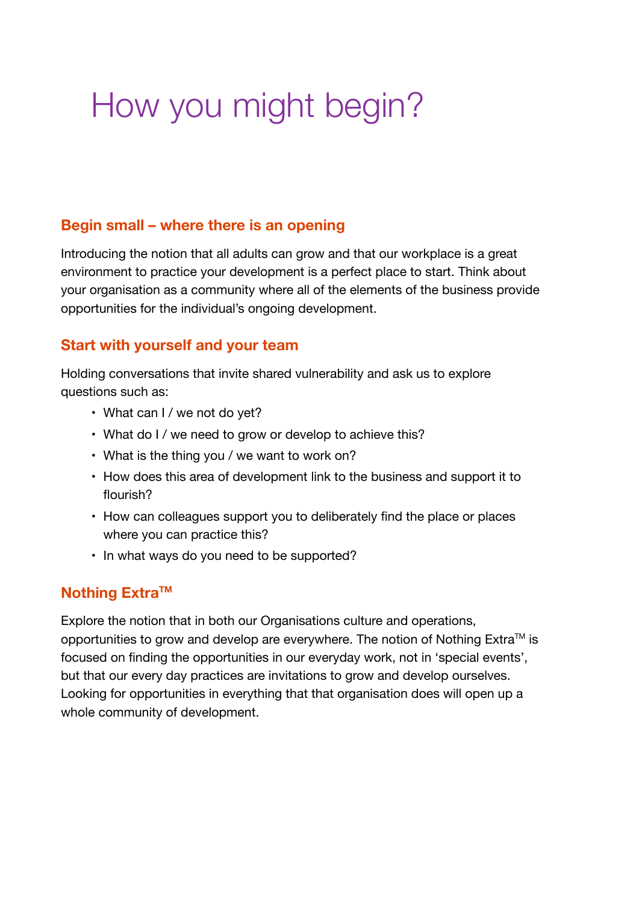# How you might begin?

## Begin small – where there is an opening

Introducing the notion that all adults can grow and that our workplace is a great environment to practice your development is a perfect place to start. Think about your organisation as a community where all of the elements of the business provide opportunities for the individual's ongoing development.

## Start with yourself and your team

Holding conversations that invite shared vulnerability and ask us to explore questions such as:

- What can I / we not do yet?
- What do I / we need to grow or develop to achieve this?
- What is the thing you / we want to work on?
- How does this area of development link to the business and support it to flourish?
- How can colleagues support you to deliberately find the place or places where you can practice this?
- In what ways do you need to be supported?

## Nothing Extra™

Explore the notion that in both our Organisations culture and operations, opportunities to grow and develop are everywhere. The notion of Nothing Extra™ is focused on finding the opportunities in our everyday work, not in 'special events', but that our every day practices are invitations to grow and develop ourselves. Looking for opportunities in everything that that organisation does will open up a whole community of development.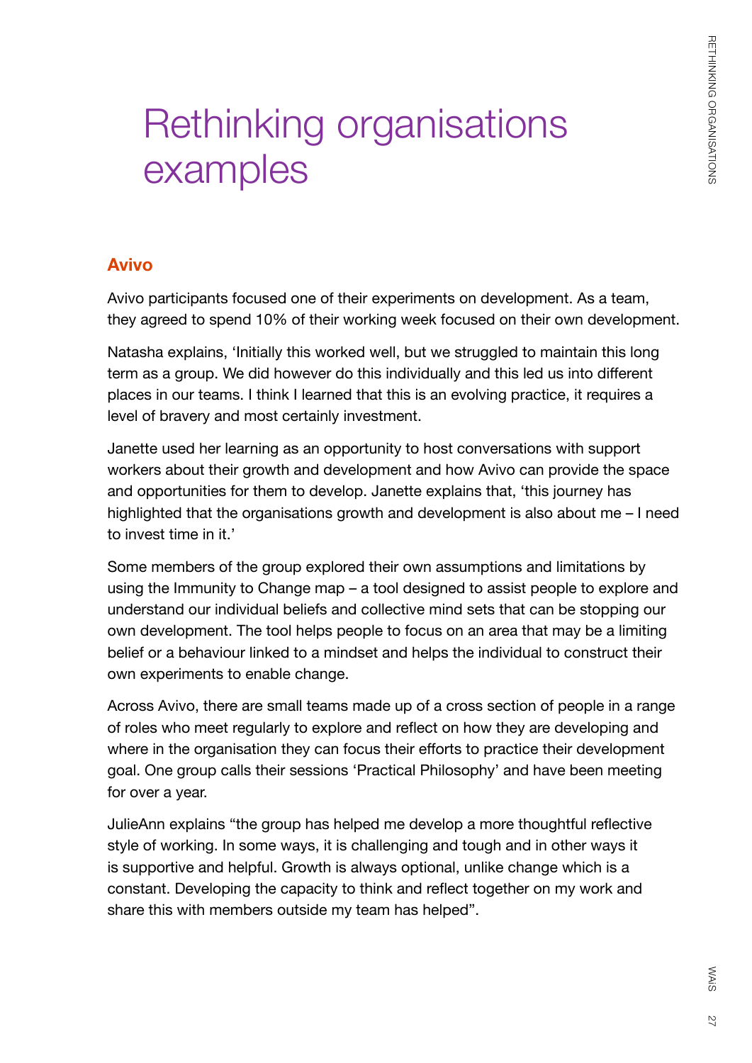# Rethinking organisations examples

## Avivo

Avivo participants focused one of their experiments on development. As a team, they agreed to spend 10% of their working week focused on their own development.

Natasha explains, 'Initially this worked well, but we struggled to maintain this long term as a group. We did however do this individually and this led us into different places in our teams. I think I learned that this is an evolving practice, it requires a level of bravery and most certainly investment.

Janette used her learning as an opportunity to host conversations with support workers about their growth and development and how Avivo can provide the space and opportunities for them to develop. Janette explains that, 'this journey has highlighted that the organisations growth and development is also about me – I need to invest time in it.'

Some members of the group explored their own assumptions and limitations by using the Immunity to Change map – a tool designed to assist people to explore and understand our individual beliefs and collective mind sets that can be stopping our own development. The tool helps people to focus on an area that may be a limiting belief or a behaviour linked to a mindset and helps the individual to construct their own experiments to enable change.

Across Avivo, there are small teams made up of a cross section of people in a range of roles who meet regularly to explore and reflect on how they are developing and where in the organisation they can focus their efforts to practice their development goal. One group calls their sessions 'Practical Philosophy' and have been meeting for over a year.

JulieAnn explains "the group has helped me develop a more thoughtful reflective style of working. In some ways, it is challenging and tough and in other ways it is supportive and helpful. Growth is always optional, unlike change which is a constant. Developing the capacity to think and reflect together on my work and share this with members outside my team has helped".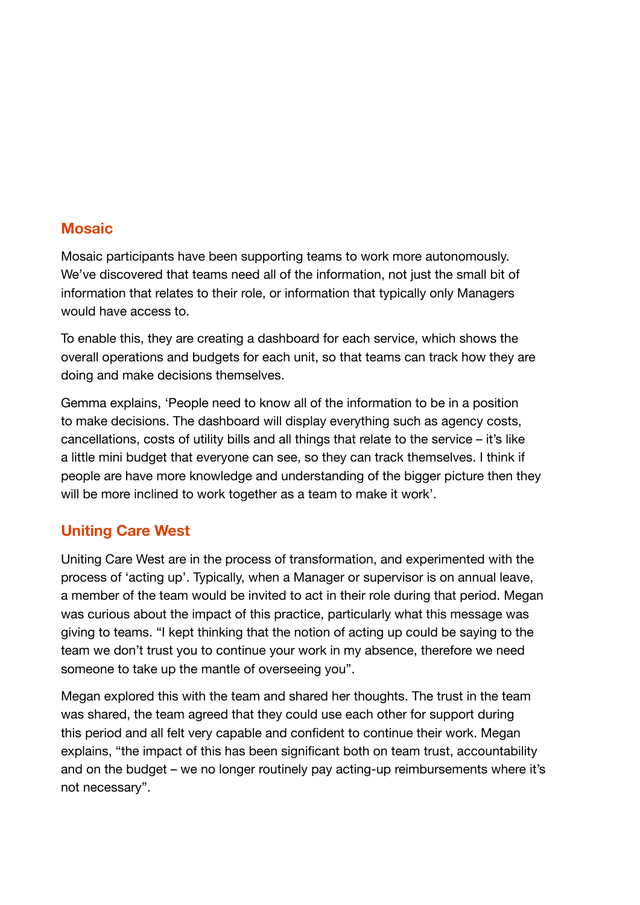## Mosaic

Mosaic participants have been supporting teams to work more autonomously. We've discovered that teams need all of the information, not just the small bit of information that relates to their role, or information that typically only Managers would have access to.

To enable this, they are creating a dashboard for each service, which shows the overall operations and budgets for each unit, so that teams can track how they are doing and make decisions themselves.

Gemma explains, 'People need to know all of the information to be in a position to make decisions. The dashboard will display everything such as agency costs, cancellations, costs of utility bills and all things that relate to the service – it's like a little mini budget that everyone can see, so they can track themselves. I think if people are have more knowledge and understanding of the bigger picture then they will be more inclined to work together as a team to make it work'.

## Uniting Care West

Uniting Care West are in the process of transformation, and experimented with the process of 'acting up'. Typically, when a Manager or supervisor is on annual leave, a member of the team would be invited to act in their role during that period. Megan was curious about the impact of this practice, particularly what this message was giving to teams. "I kept thinking that the notion of acting up could be saying to the team we don't trust you to continue your work in my absence, therefore we need someone to take up the mantle of overseeing you".

Megan explored this with the team and shared her thoughts. The trust in the team was shared, the team agreed that they could use each other for support during this period and all felt very capable and confident to continue their work. Megan explains, "the impact of this has been significant both on team trust, accountability and on the budget – we no longer routinely pay acting-up reimbursements where it's not necessary".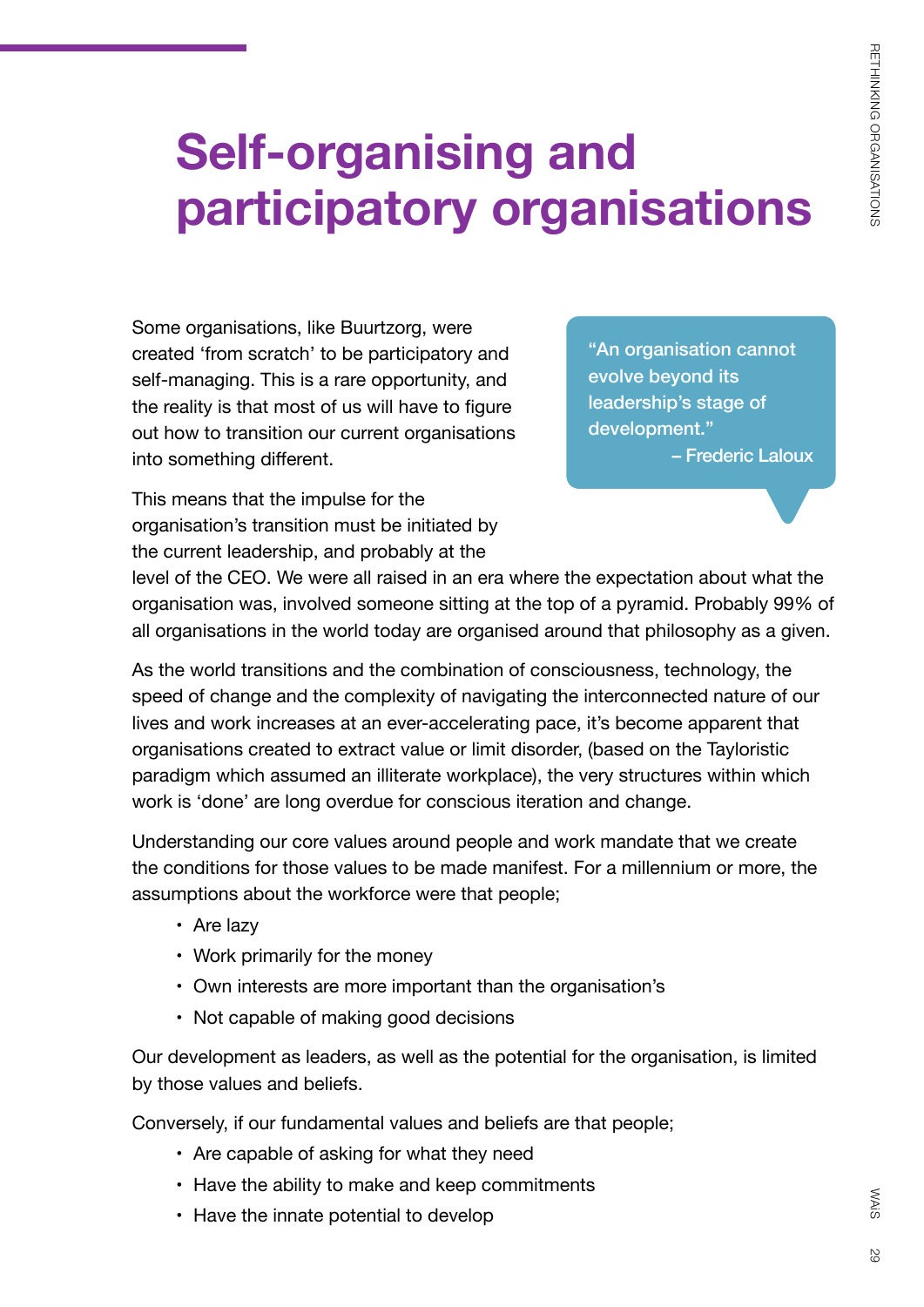# Self-organising and participatory organisations

Some organisations, like Buurtzorg, were created 'from scratch' to be participatory and self-managing. This is a rare opportunity, and the reality is that most of us will have to figure out how to transition our current organisations into something different.

> "An organisation cannot evolve beyond its leadership's stage of development."
> – Frederic Laloux

This means that the impulse for the organisation's transition must be initiated by the current leadership, and probably at the level of the CEO. We were all raised in an era where the expectation about what the organisation was, involved someone sitting at the top of a pyramid. Probably 99% of all organisations in the world today are organised around that philosophy as a given.

As the world transitions and the combination of consciousness, technology, the speed of change and the complexity of navigating the interconnected nature of our lives and work increases at an ever-accelerating pace, it's become apparent that organisations created to extract value or limit disorder, (based on the Tayloristic paradigm which assumed an illiterate workplace), the very structures within which work is 'done' are long overdue for conscious iteration and change.

Understanding our core values around people and work mandate that we create the conditions for those values to be made manifest. For a millennium or more, the assumptions about the workforce were that people;

- Are lazy
- Work primarily for the money
- Own interests are more important than the organisation's
- Not capable of making good decisions

Our development as leaders, as well as the potential for the organisation, is limited by those values and beliefs.

Conversely, if our fundamental values and beliefs are that people;

- Are capable of asking for what they need
- Have the ability to make and keep commitments
- Have the innate potential to develop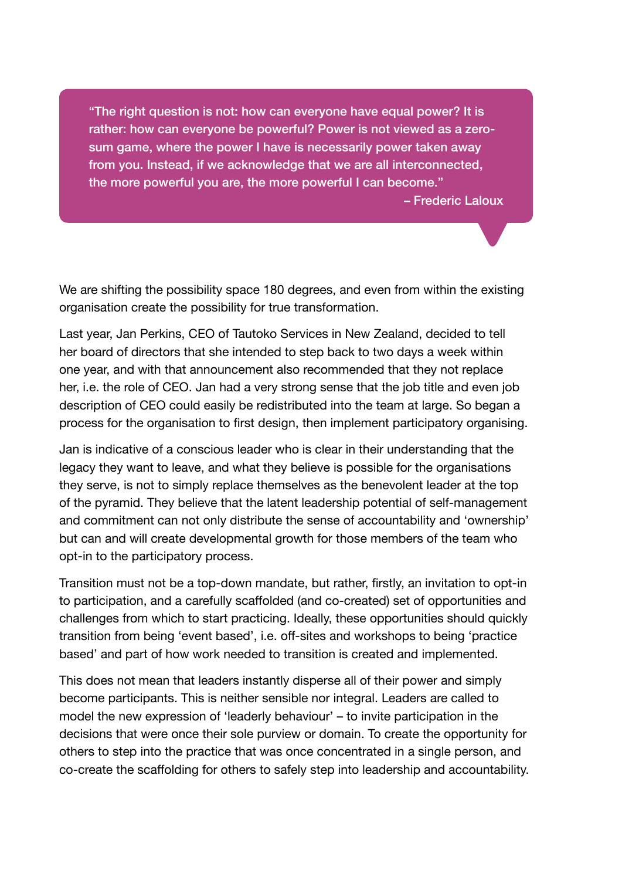> "The right question is not: how can everyone have equal power? It is rather: how can everyone be powerful? Power is not viewed as a zero-sum game, where the power I have is necessarily power taken away from you. Instead, if we acknowledge that we are all interconnected, the more powerful you are, the more powerful I can become."
>
> – Frederic Laloux

We are shifting the possibility space 180 degrees, and even from within the existing organisation create the possibility for true transformation.

Last year, Jan Perkins, CEO of Tautoko Services in New Zealand, decided to tell her board of directors that she intended to step back to two days a week within one year, and with that announcement also recommended that they not replace her, i.e. the role of CEO. Jan had a very strong sense that the job title and even job description of CEO could easily be redistributed into the team at large. So began a process for the organisation to first design, then implement participatory organising.

Jan is indicative of a conscious leader who is clear in their understanding that the legacy they want to leave, and what they believe is possible for the organisations they serve, is not to simply replace themselves as the benevolent leader at the top of the pyramid. They believe that the latent leadership potential of self-management and commitment can not only distribute the sense of accountability and 'ownership' but can and will create developmental growth for those members of the team who opt-in to the participatory process.

Transition must not be a top-down mandate, but rather, firstly, an invitation to opt-in to participation, and a carefully scaffolded (and co-created) set of opportunities and challenges from which to start practicing. Ideally, these opportunities should quickly transition from being 'event based', i.e. off-sites and workshops to being 'practice based' and part of how work needed to transition is created and implemented.

This does not mean that leaders instantly disperse all of their power and simply become participants. This is neither sensible nor integral. Leaders are called to model the new expression of 'leaderly behaviour' – to invite participation in the decisions that were once their sole purview or domain. To create the opportunity for others to step into the practice that was once concentrated in a single person, and co-create the scaffolding for others to safely step into leadership and accountability.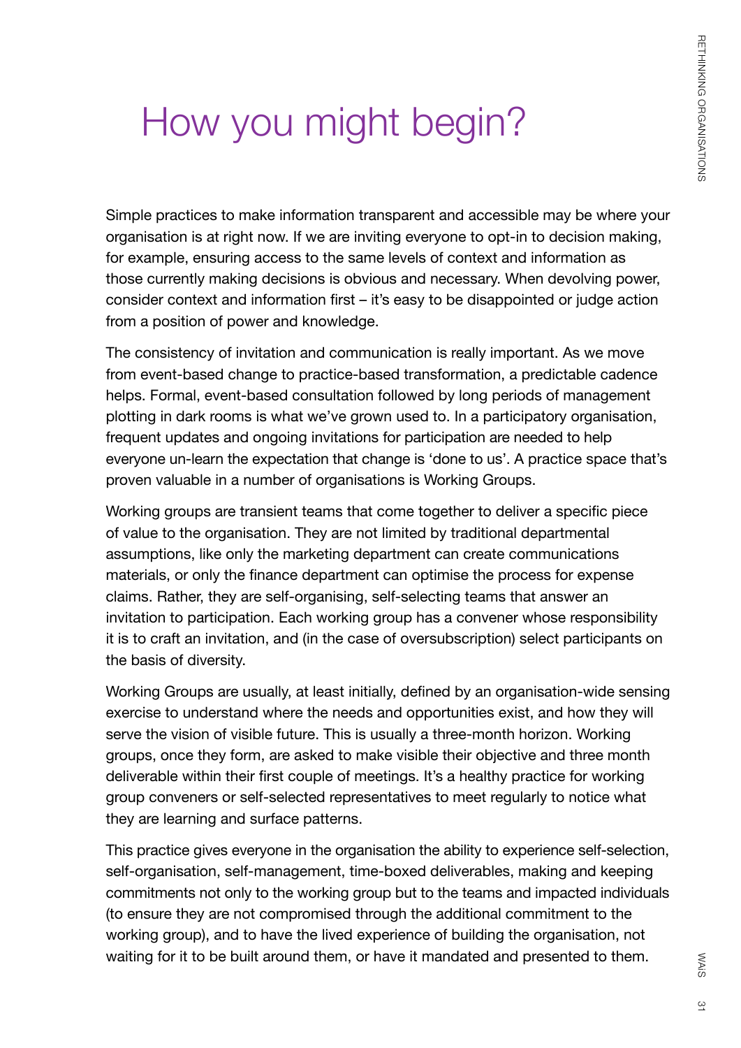# How you might begin?

Simple practices to make information transparent and accessible may be where your organisation is at right now. If we are inviting everyone to opt-in to decision making, for example, ensuring access to the same levels of context and information as those currently making decisions is obvious and necessary. When devolving power, consider context and information first – it's easy to be disappointed or judge action from a position of power and knowledge.

The consistency of invitation and communication is really important. As we move from event-based change to practice-based transformation, a predictable cadence helps. Formal, event-based consultation followed by long periods of management plotting in dark rooms is what we've grown used to. In a participatory organisation, frequent updates and ongoing invitations for participation are needed to help everyone un-learn the expectation that change is 'done to us'. A practice space that's proven valuable in a number of organisations is Working Groups.

Working groups are transient teams that come together to deliver a specific piece of value to the organisation. They are not limited by traditional departmental assumptions, like only the marketing department can create communications materials, or only the finance department can optimise the process for expense claims. Rather, they are self-organising, self-selecting teams that answer an invitation to participation. Each working group has a convener whose responsibility it is to craft an invitation, and (in the case of oversubscription) select participants on the basis of diversity.

Working Groups are usually, at least initially, defined by an organisation-wide sensing exercise to understand where the needs and opportunities exist, and how they will serve the vision of visible future. This is usually a three-month horizon. Working groups, once they form, are asked to make visible their objective and three month deliverable within their first couple of meetings. It's a healthy practice for working group conveners or self-selected representatives to meet regularly to notice what they are learning and surface patterns.

This practice gives everyone in the organisation the ability to experience self-selection, self-organisation, self-management, time-boxed deliverables, making and keeping commitments not only to the working group but to the teams and impacted individuals (to ensure they are not compromised through the additional commitment to the working group), and to have the lived experience of building the organisation, not waiting for it to be built around them, or have it mandated and presented to them.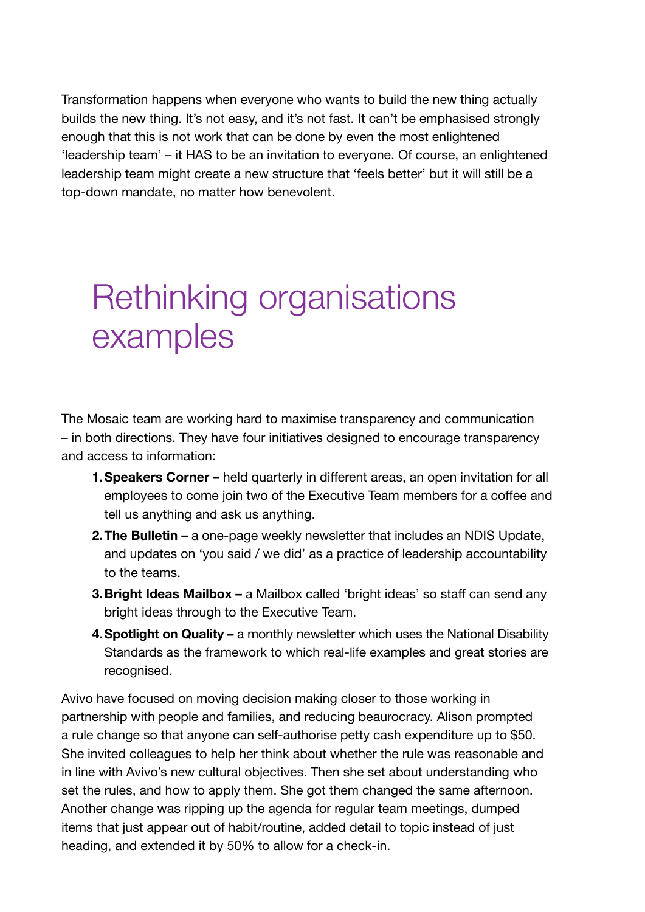Transformation happens when everyone who wants to build the new thing actually builds the new thing. It's not easy, and it's not fast. It can't be emphasised strongly enough that this is not work that can be done by even the most enlightened 'leadership team' – it HAS to be an invitation to everyone. Of course, an enlightened leadership team might create a new structure that 'feels better' but it will still be a top-down mandate, no matter how benevolent.

# Rethinking organisations examples

The Mosaic team are working hard to maximise transparency and communication – in both directions. They have four initiatives designed to encourage transparency and access to information:

1. **Speakers Corner –** held quarterly in different areas, an open invitation for all employees to come join two of the Executive Team members for a coffee and tell us anything and ask us anything.
2. **The Bulletin –** a one-page weekly newsletter that includes an NDIS Update, and updates on 'you said / we did' as a practice of leadership accountability to the teams.
3. **Bright Ideas Mailbox –** a Mailbox called 'bright ideas' so staff can send any bright ideas through to the Executive Team.
4. **Spotlight on Quality –** a monthly newsletter which uses the National Disability Standards as the framework to which real-life examples and great stories are recognised.

Avivo have focused on moving decision making closer to those working in partnership with people and families, and reducing beaurocracy. Alison prompted a rule change so that anyone can self-authorise petty cash expenditure up to $50. She invited colleagues to help her think about whether the rule was reasonable and in line with Avivo's new cultural objectives. Then she set about understanding who set the rules, and how to apply them. She got them changed the same afternoon. Another change was ripping up the agenda for regular team meetings, dumped items that just appear out of habit/routine, added detail to topic instead of just heading, and extended it by 50% to allow for a check-in.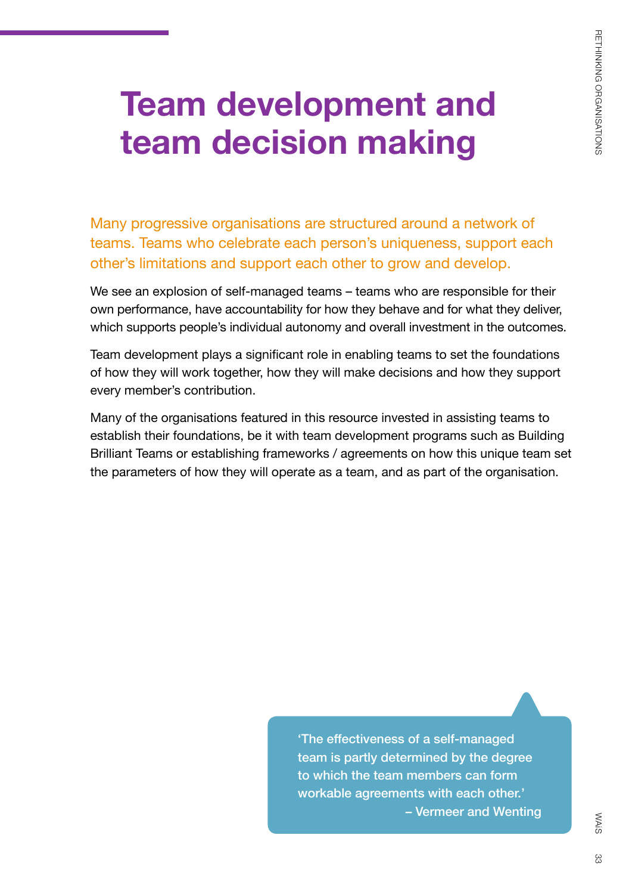# Team development and team decision making

Many progressive organisations are structured around a network of teams. Teams who celebrate each person's uniqueness, support each other's limitations and support each other to grow and develop.

We see an explosion of self-managed teams – teams who are responsible for their own performance, have accountability for how they behave and for what they deliver, which supports people's individual autonomy and overall investment in the outcomes.

Team development plays a significant role in enabling teams to set the foundations of how they will work together, how they will make decisions and how they support every member's contribution.

Many of the organisations featured in this resource invested in assisting teams to establish their foundations, be it with team development programs such as Building Brilliant Teams or establishing frameworks / agreements on how this unique team set the parameters of how they will operate as a team, and as part of the organisation.

> 'The effectiveness of a self-managed team is partly determined by the degree to which the team members can form workable agreements with each other.'
> – Vermeer and Wenting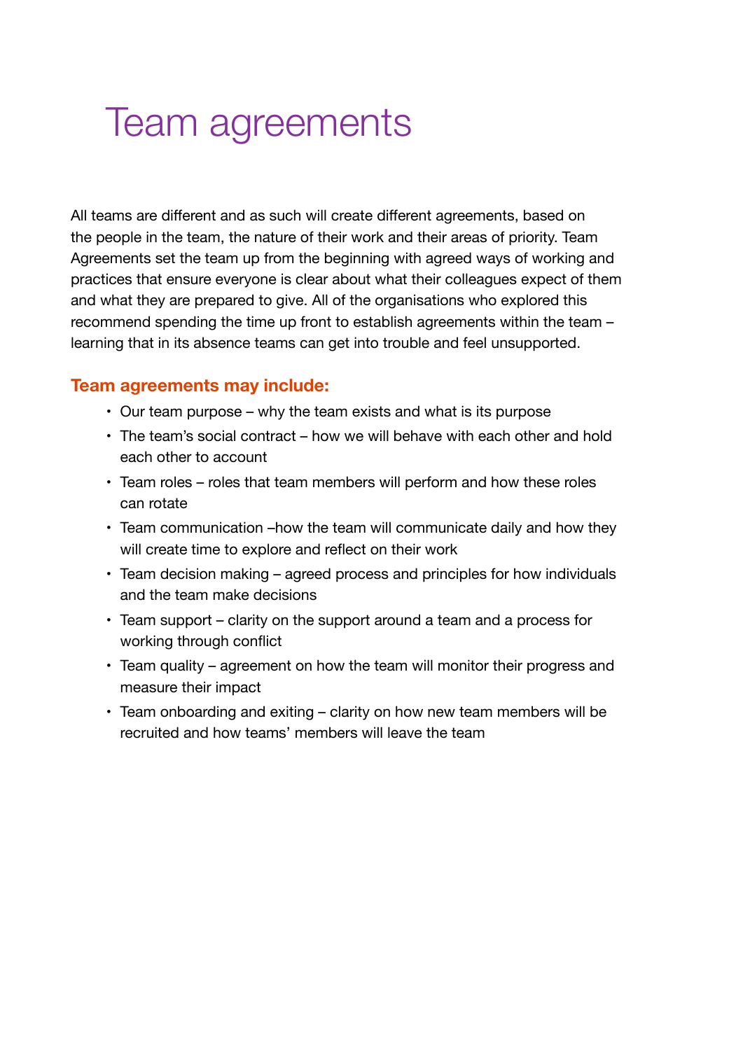# Team agreements

All teams are different and as such will create different agreements, based on the people in the team, the nature of their work and their areas of priority. Team Agreements set the team up from the beginning with agreed ways of working and practices that ensure everyone is clear about what their colleagues expect of them and what they are prepared to give. All of the organisations who explored this recommend spending the time up front to establish agreements within the team – learning that in its absence teams can get into trouble and feel unsupported.

## Team agreements may include:

- Our team purpose – why the team exists and what is its purpose
- The team's social contract – how we will behave with each other and hold each other to account
- Team roles – roles that team members will perform and how these roles can rotate
- Team communication –how the team will communicate daily and how they will create time to explore and reflect on their work
- Team decision making – agreed process and principles for how individuals and the team make decisions
- Team support – clarity on the support around a team and a process for working through conflict
- Team quality – agreement on how the team will monitor their progress and measure their impact
- Team onboarding and exiting – clarity on how new team members will be recruited and how teams' members will leave the team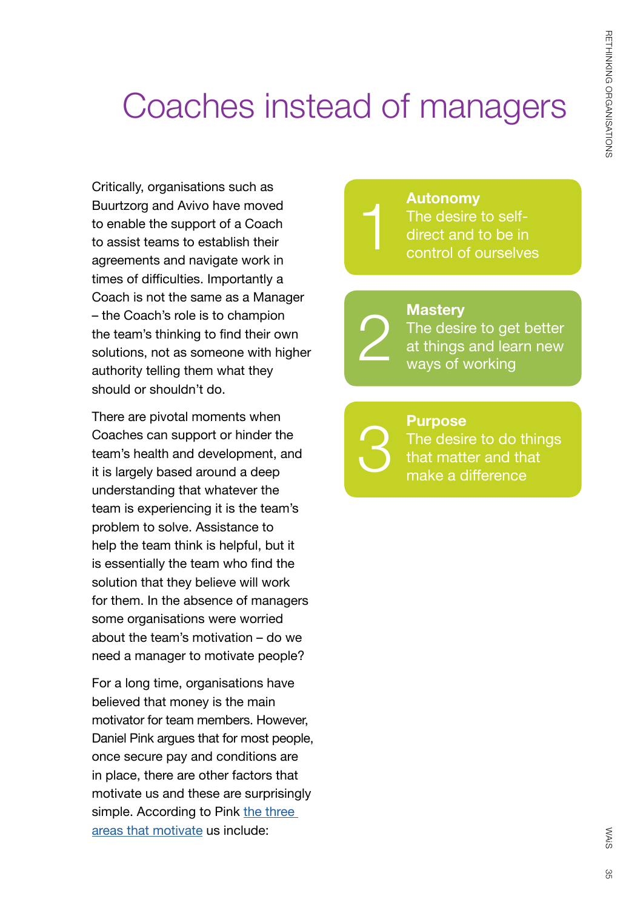# Coaches instead of managers

Critically, organisations such as Buurtzorg and Avivo have moved to enable the support of a Coach to assist teams to establish their agreements and navigate work in times of difficulties. Importantly a Coach is not the same as a Manager – the Coach's role is to champion the team's thinking to find their own solutions, not as someone with higher authority telling them what they should or shouldn't do.

There are pivotal moments when Coaches can support or hinder the team's health and development, and it is largely based around a deep understanding that whatever the team is experiencing it is the team's problem to solve. Assistance to help the team think is helpful, but it is essentially the team who find the solution that they believe will work for them. In the absence of managers some organisations were worried about the team's motivation – do we need a manager to motivate people?

For a long time, organisations have believed that money is the main motivator for team members. However, Daniel Pink argues that for most people, once secure pay and conditions are in place, there are other factors that motivate us and these are surprisingly simple. According to Pink the three areas that motivate us include:

1. **Autonomy**
   The desire to self-direct and to be in control of ourselves
2. **Mastery**
   The desire to get better at things and learn new ways of working
3. **Purpose**
   The desire to do things that matter and that make a difference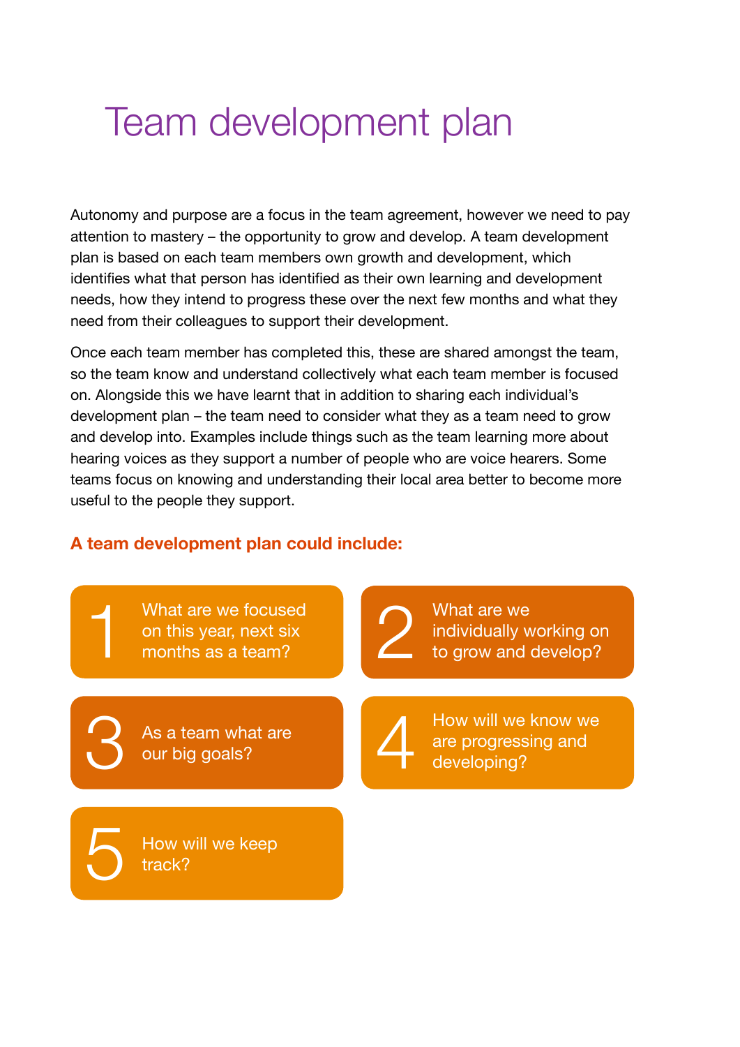# Team development plan

Autonomy and purpose are a focus in the team agreement, however we need to pay attention to mastery – the opportunity to grow and develop. A team development plan is based on each team members own growth and development, which identifies what that person has identified as their own learning and development needs, how they intend to progress these over the next few months and what they need from their colleagues to support their development.

Once each team member has completed this, these are shared amongst the team, so the team know and understand collectively what each team member is focused on. Alongside this we have learnt that in addition to sharing each individual's development plan – the team need to consider what they as a team need to grow and develop into. Examples include things such as the team learning more about hearing voices as they support a number of people who are voice hearers. Some teams focus on knowing and understanding their local area better to become more useful to the people they support.

**A team development plan could include:**

1. What are we focused on this year, next six months as a team?
2. What are we individually working on to grow and develop?
3. As a team what are our big goals?
4. How will we know we are progressing and developing?
5. How will we keep track?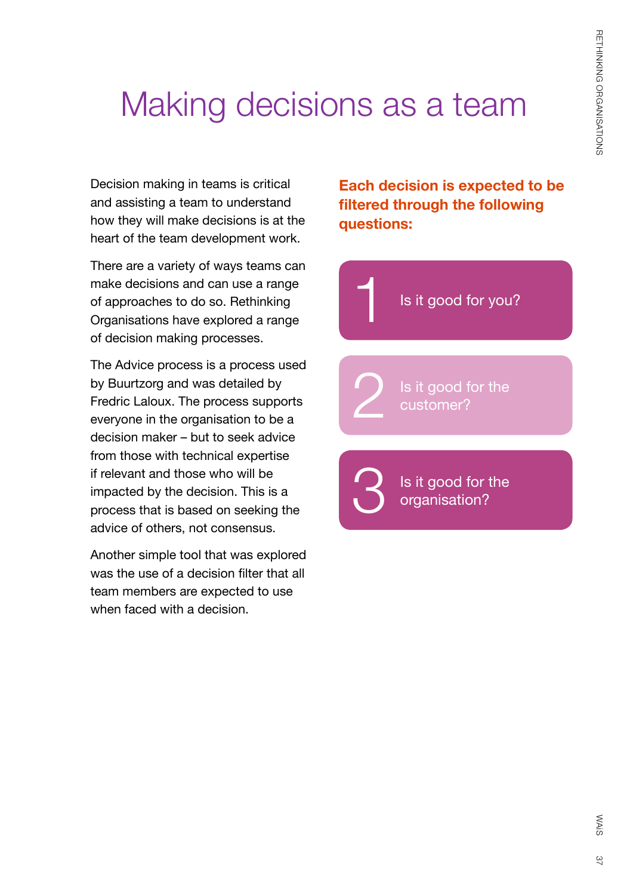# Making decisions as a team

Decision making in teams is critical and assisting a team to understand how they will make decisions is at the heart of the team development work.

There are a variety of ways teams can make decisions and can use a range of approaches to do so. Rethinking Organisations have explored a range of decision making processes.

The Advice process is a process used by Buurtzorg and was detailed by Fredric Laloux. The process supports everyone in the organisation to be a decision maker – but to seek advice from those with technical expertise if relevant and those who will be impacted by the decision. This is a process that is based on seeking the advice of others, not consensus.

Another simple tool that was explored was the use of a decision filter that all team members are expected to use when faced with a decision.

**Each decision is expected to be filtered through the following questions:**

1. Is it good for you?
2. Is it good for the customer?
3. Is it good for the organisation?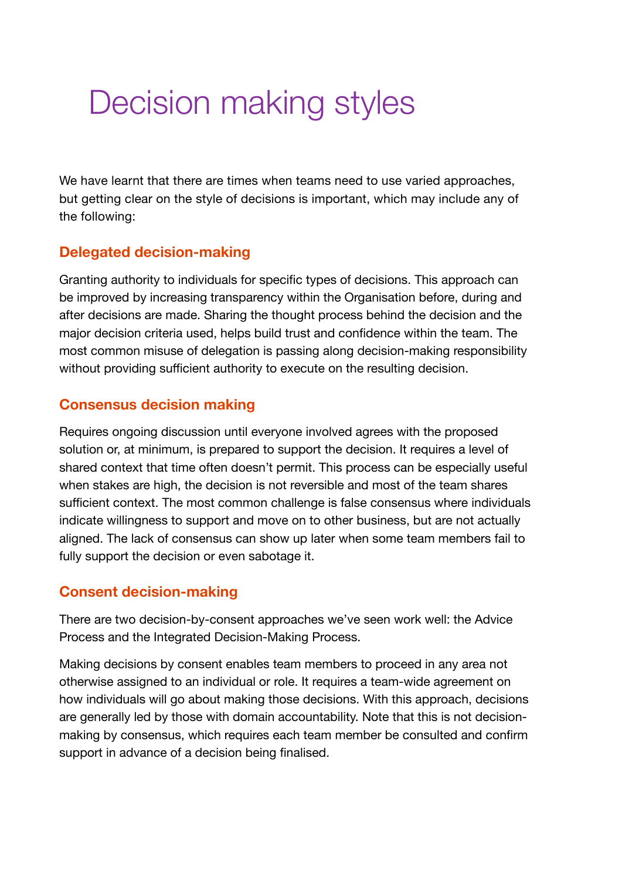# Decision making styles

We have learnt that there are times when teams need to use varied approaches, but getting clear on the style of decisions is important, which may include any of the following:

## Delegated decision-making

Granting authority to individuals for specific types of decisions. This approach can be improved by increasing transparency within the Organisation before, during and after decisions are made. Sharing the thought process behind the decision and the major decision criteria used, helps build trust and confidence within the team. The most common misuse of delegation is passing along decision-making responsibility without providing sufficient authority to execute on the resulting decision.

## Consensus decision making

Requires ongoing discussion until everyone involved agrees with the proposed solution or, at minimum, is prepared to support the decision. It requires a level of shared context that time often doesn't permit. This process can be especially useful when stakes are high, the decision is not reversible and most of the team shares sufficient context. The most common challenge is false consensus where individuals indicate willingness to support and move on to other business, but are not actually aligned. The lack of consensus can show up later when some team members fail to fully support the decision or even sabotage it.

## Consent decision-making

There are two decision-by-consent approaches we've seen work well: the Advice Process and the Integrated Decision-Making Process.

Making decisions by consent enables team members to proceed in any area not otherwise assigned to an individual or role. It requires a team-wide agreement on how individuals will go about making those decisions. With this approach, decisions are generally led by those with domain accountability. Note that this is not decision-making by consensus, which requires each team member be consulted and confirm support in advance of a decision being finalised.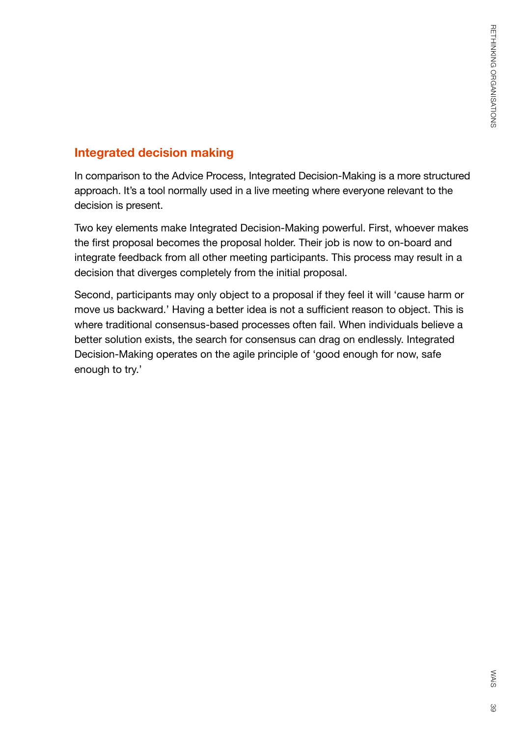## Integrated decision making

In comparison to the Advice Process, Integrated Decision-Making is a more structured approach. It's a tool normally used in a live meeting where everyone relevant to the decision is present.

Two key elements make Integrated Decision-Making powerful. First, whoever makes the first proposal becomes the proposal holder. Their job is now to on-board and integrate feedback from all other meeting participants. This process may result in a decision that diverges completely from the initial proposal.

Second, participants may only object to a proposal if they feel it will 'cause harm or move us backward.' Having a better idea is not a sufficient reason to object. This is where traditional consensus-based processes often fail. When individuals believe a better solution exists, the search for consensus can drag on endlessly. Integrated Decision-Making operates on the agile principle of 'good enough for now, safe enough to try.'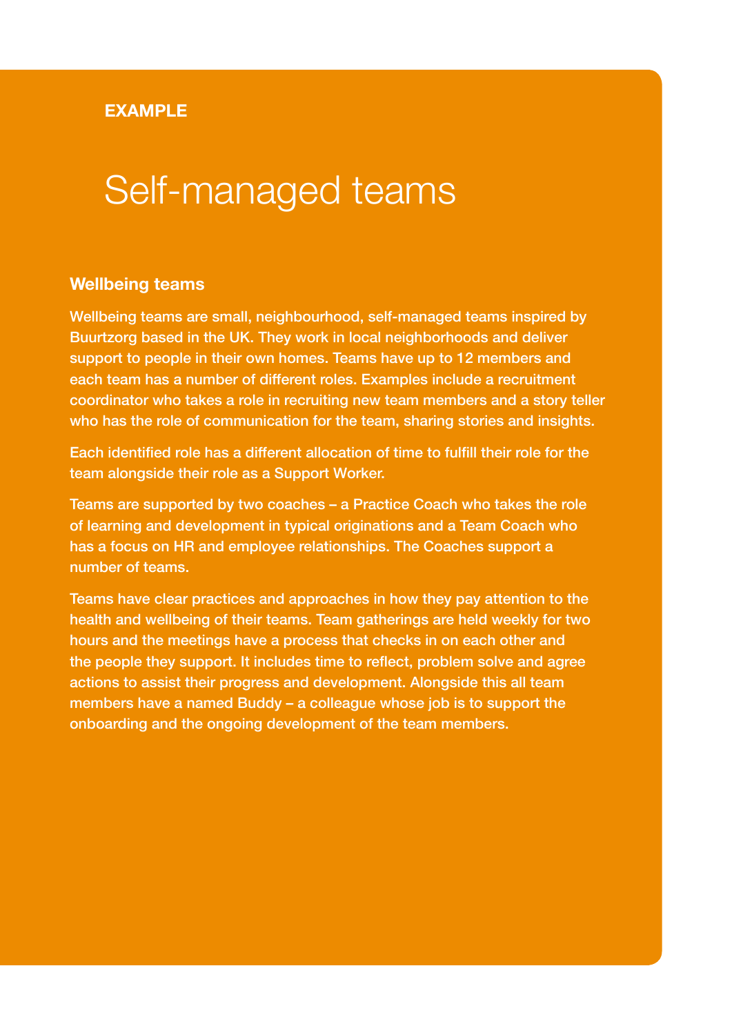**EXAMPLE**

# Self-managed teams

### Wellbeing teams

Wellbeing teams are small, neighbourhood, self-managed teams inspired by Buurtzorg based in the UK. They work in local neighborhoods and deliver support to people in their own homes. Teams have up to 12 members and each team has a number of different roles. Examples include a recruitment coordinator who takes a role in recruiting new team members and a story teller who has the role of communication for the team, sharing stories and insights.

Each identified role has a different allocation of time to fulfill their role for the team alongside their role as a Support Worker.

Teams are supported by two coaches – a Practice Coach who takes the role of learning and development in typical originations and a Team Coach who has a focus on HR and employee relationships. The Coaches support a number of teams.

Teams have clear practices and approaches in how they pay attention to the health and wellbeing of their teams. Team gatherings are held weekly for two hours and the meetings have a process that checks in on each other and the people they support. It includes time to reflect, problem solve and agree actions to assist their progress and development. Alongside this all team members have a named Buddy – a colleague whose job is to support the onboarding and the ongoing development of the team members.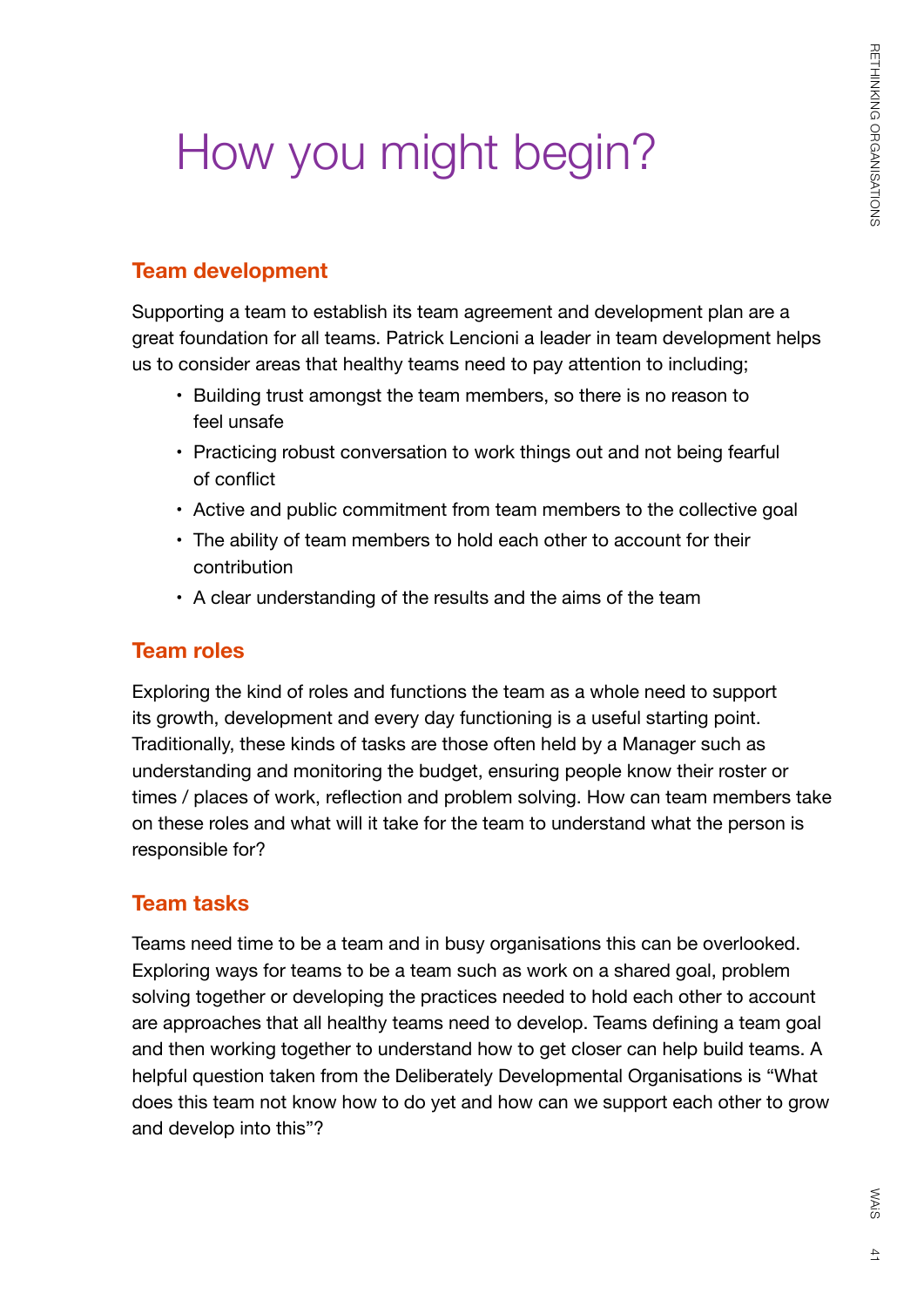# How you might begin?

## Team development

Supporting a team to establish its team agreement and development plan are a great foundation for all teams. Patrick Lencioni a leader in team development helps us to consider areas that healthy teams need to pay attention to including;

- Building trust amongst the team members, so there is no reason to feel unsafe
- Practicing robust conversation to work things out and not being fearful of conflict
- Active and public commitment from team members to the collective goal
- The ability of team members to hold each other to account for their contribution
- A clear understanding of the results and the aims of the team

## Team roles

Exploring the kind of roles and functions the team as a whole need to support its growth, development and every day functioning is a useful starting point. Traditionally, these kinds of tasks are those often held by a Manager such as understanding and monitoring the budget, ensuring people know their roster or times / places of work, reflection and problem solving. How can team members take on these roles and what will it take for the team to understand what the person is responsible for?

## Team tasks

Teams need time to be a team and in busy organisations this can be overlooked. Exploring ways for teams to be a team such as work on a shared goal, problem solving together or developing the practices needed to hold each other to account are approaches that all healthy teams need to develop. Teams defining a team goal and then working together to understand how to get closer can help build teams. A helpful question taken from the Deliberately Developmental Organisations is "What does this team not know how to do yet and how can we support each other to grow and develop into this"?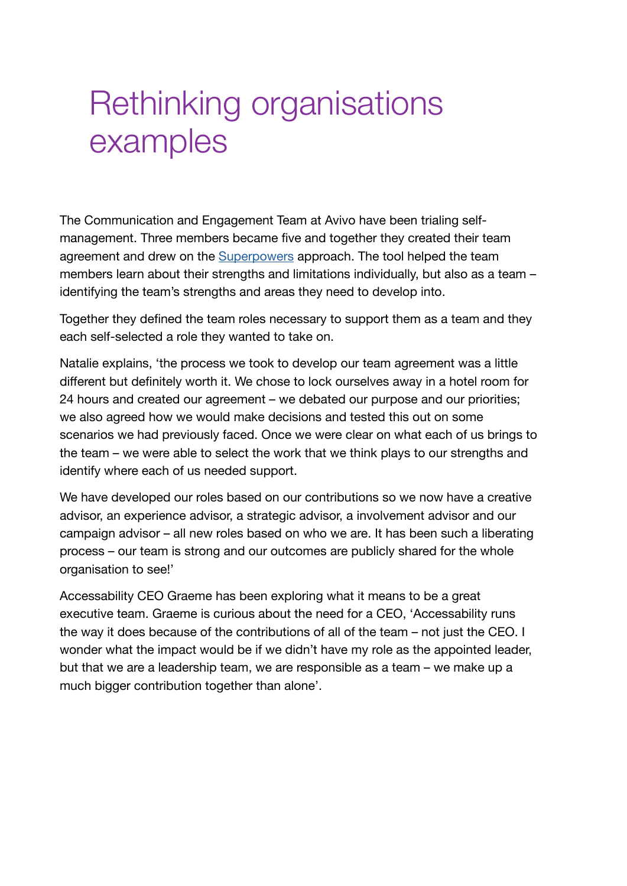# Rethinking organisations examples

The Communication and Engagement Team at Avivo have been trialing self-management. Three members became five and together they created their team agreement and drew on the Superpowers approach. The tool helped the team members learn about their strengths and limitations individually, but also as a team – identifying the team's strengths and areas they need to develop into.

Together they defined the team roles necessary to support them as a team and they each self-selected a role they wanted to take on.

Natalie explains, 'the process we took to develop our team agreement was a little different but definitely worth it. We chose to lock ourselves away in a hotel room for 24 hours and created our agreement – we debated our purpose and our priorities; we also agreed how we would make decisions and tested this out on some scenarios we had previously faced. Once we were clear on what each of us brings to the team – we were able to select the work that we think plays to our strengths and identify where each of us needed support.

We have developed our roles based on our contributions so we now have a creative advisor, an experience advisor, a strategic advisor, a involvement advisor and our campaign advisor – all new roles based on who we are. It has been such a liberating process – our team is strong and our outcomes are publicly shared for the whole organisation to see!'

Accessability CEO Graeme has been exploring what it means to be a great executive team. Graeme is curious about the need for a CEO, 'Accessability runs the way it does because of the contributions of all of the team – not just the CEO. I wonder what the impact would be if we didn't have my role as the appointed leader, but that we are a leadership team, we are responsible as a team – we make up a much bigger contribution together than alone'.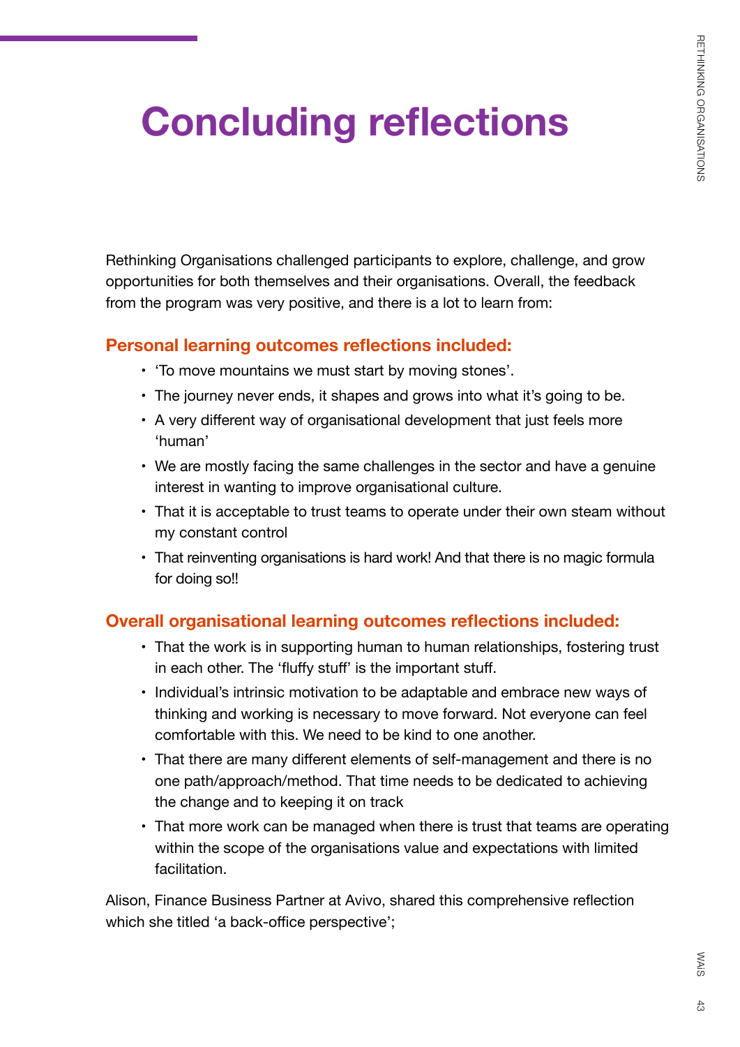# Concluding reflections

Rethinking Organisations challenged participants to explore, challenge, and grow opportunities for both themselves and their organisations. Overall, the feedback from the program was very positive, and there is a lot to learn from:

### Personal learning outcomes reflections included:

- 'To move mountains we must start by moving stones'.
- The journey never ends, it shapes and grows into what it's going to be.
- A very different way of organisational development that just feels more 'human'
- We are mostly facing the same challenges in the sector and have a genuine interest in wanting to improve organisational culture.
- That it is acceptable to trust teams to operate under their own steam without my constant control
- That reinventing organisations is hard work! And that there is no magic formula for doing so!!

### Overall organisational learning outcomes reflections included:

- That the work is in supporting human to human relationships, fostering trust in each other. The 'fluffy stuff' is the important stuff.
- Individual's intrinsic motivation to be adaptable and embrace new ways of thinking and working is necessary to move forward. Not everyone can feel comfortable with this. We need to be kind to one another.
- That there are many different elements of self-management and there is no one path/approach/method. That time needs to be dedicated to achieving the change and to keeping it on track
- That more work can be managed when there is trust that teams are operating within the scope of the organisations value and expectations with limited facilitation.

Alison, Finance Business Partner at Avivo, shared this comprehensive reflection which she titled 'a back-office perspective';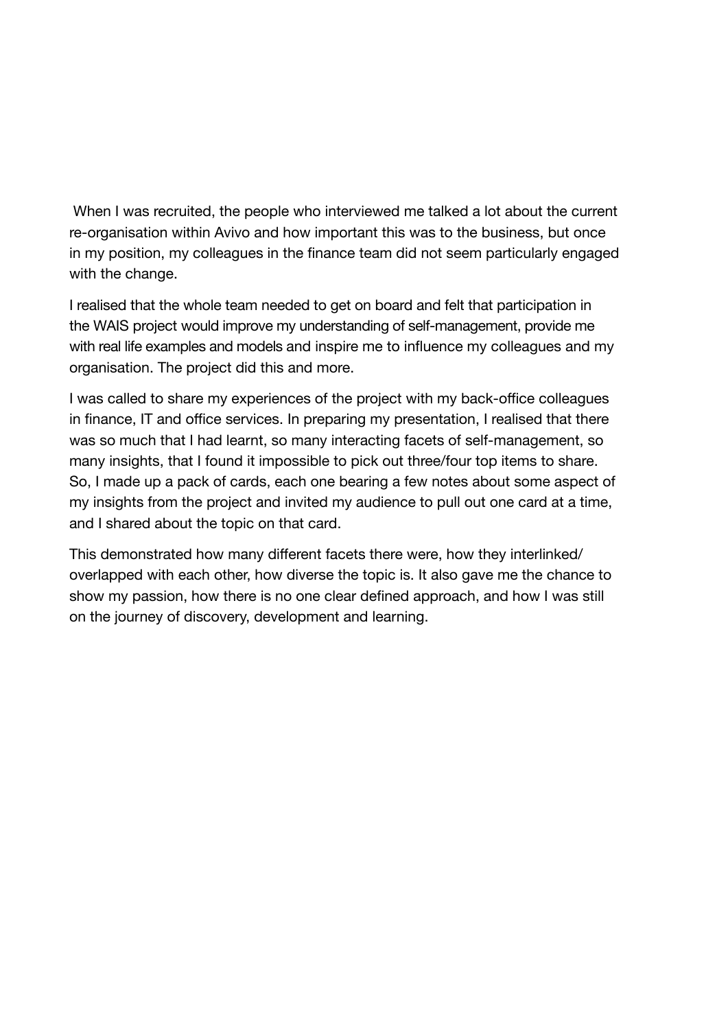When I was recruited, the people who interviewed me talked a lot about the current re-organisation within Avivo and how important this was to the business, but once in my position, my colleagues in the finance team did not seem particularly engaged with the change.

I realised that the whole team needed to get on board and felt that participation in the WAIS project would improve my understanding of self-management, provide me with real life examples and models and inspire me to influence my colleagues and my organisation. The project did this and more.

I was called to share my experiences of the project with my back-office colleagues in finance, IT and office services. In preparing my presentation, I realised that there was so much that I had learnt, so many interacting facets of self-management, so many insights, that I found it impossible to pick out three/four top items to share. So, I made up a pack of cards, each one bearing a few notes about some aspect of my insights from the project and invited my audience to pull out one card at a time, and I shared about the topic on that card.

This demonstrated how many different facets there were, how they interlinked/ overlapped with each other, how diverse the topic is. It also gave me the chance to show my passion, how there is no one clear defined approach, and how I was still on the journey of discovery, development and learning.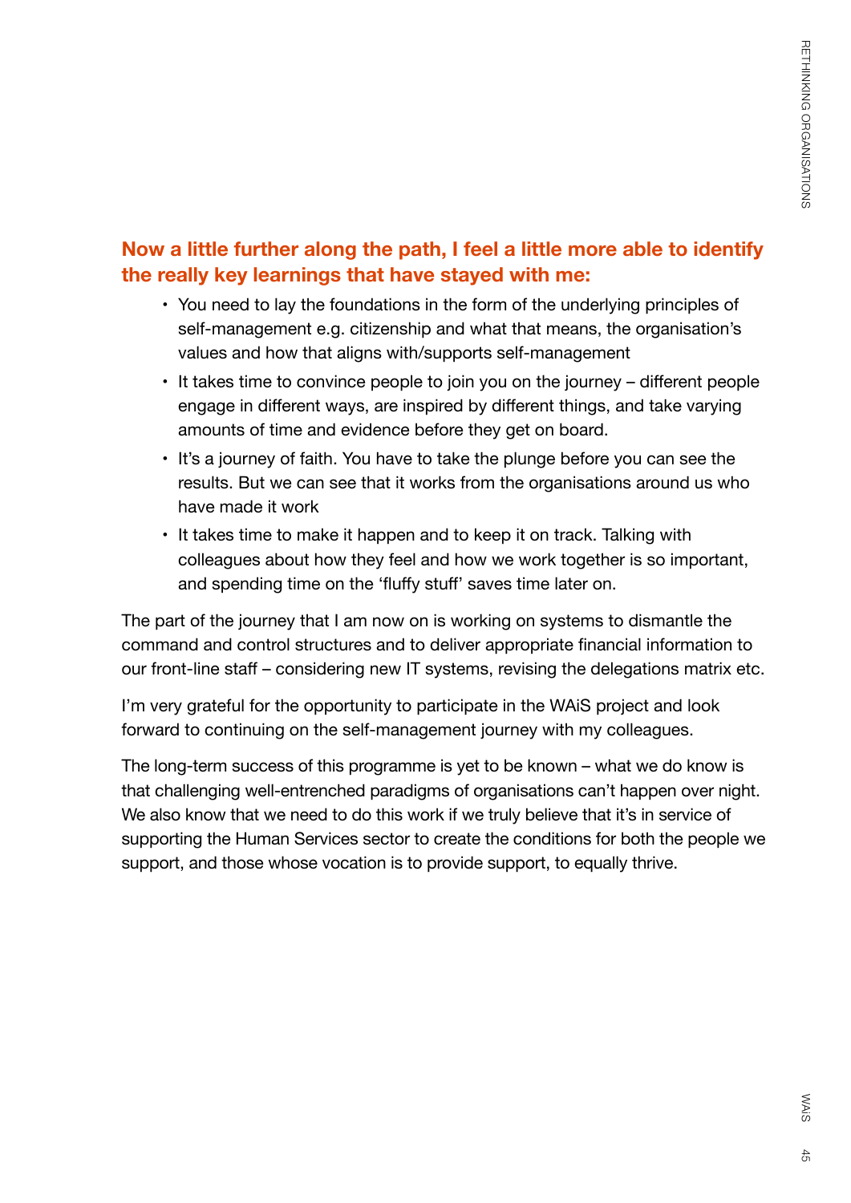**Now a little further along the path, I feel a little more able to identify the really key learnings that have stayed with me:**

- You need to lay the foundations in the form of the underlying principles of self-management e.g. citizenship and what that means, the organisation's values and how that aligns with/supports self-management
- It takes time to convince people to join you on the journey – different people engage in different ways, are inspired by different things, and take varying amounts of time and evidence before they get on board.
- It's a journey of faith. You have to take the plunge before you can see the results. But we can see that it works from the organisations around us who have made it work
- It takes time to make it happen and to keep it on track. Talking with colleagues about how they feel and how we work together is so important, and spending time on the 'fluffy stuff' saves time later on.

The part of the journey that I am now on is working on systems to dismantle the command and control structures and to deliver appropriate financial information to our front-line staff – considering new IT systems, revising the delegations matrix etc.

I'm very grateful for the opportunity to participate in the WAiS project and look forward to continuing on the self-management journey with my colleagues.

The long-term success of this programme is yet to be known – what we do know is that challenging well-entrenched paradigms of organisations can't happen over night. We also know that we need to do this work if we truly believe that it's in service of supporting the Human Services sector to create the conditions for both the people we support, and those whose vocation is to provide support, to equally thrive.